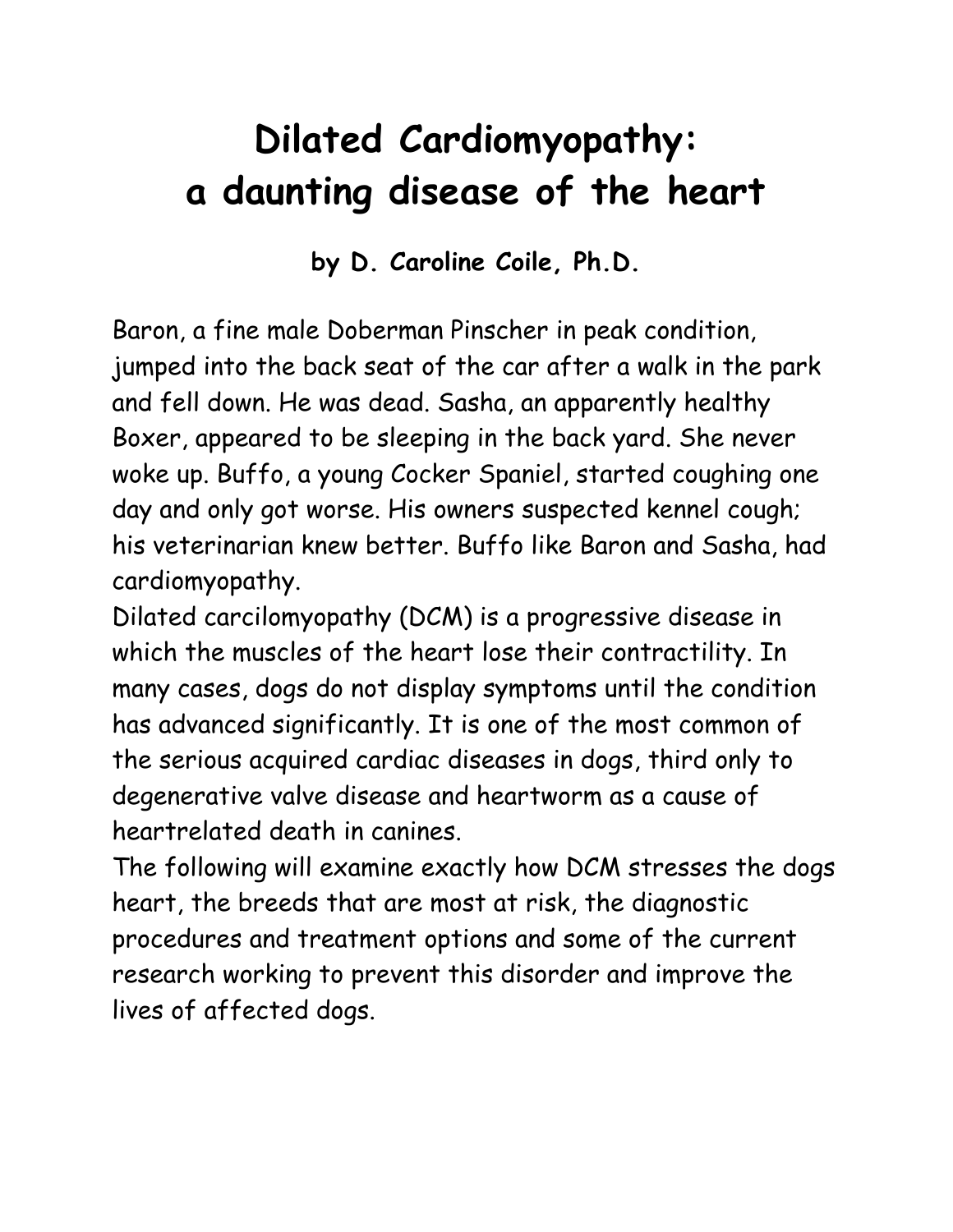# Dilated Cardiomyopathy: a daunting disease of the heart

**by D. Caroline Coile, Ph.D.**

Baron, a fine male Doberman Pinscher in peak condition, jumped into the back seat of the car after a walk in the park and fell down. He was dead. Sasha, an apparently healthy Boxer, appeared to be sleeping in the back yard. She never woke up. Buffo, a young Cocker Spaniel, started coughing one day and only got worse. His owners suspected kennel cough; his veterinarian knew better. Buffo like Baron and Sasha, had cardiomyopathy.

Dilated carcilomyopathy (DCM) is a progressive disease in which the muscles of the heart lose their contractility. In many cases, dogs do not display symptoms until the condition has advanced significantly. It is one of the most common of the serious acquired cardiac diseases in dogs, third only to degenerative valve disease and heartworm as a cause of heartrelated death in canines.

The following will examine exactly how DCM stresses the dogs heart, the breeds that are most at risk, the diagnostic procedures and treatment options and some of the current research working to prevent this disorder and improve the lives of affected dogs.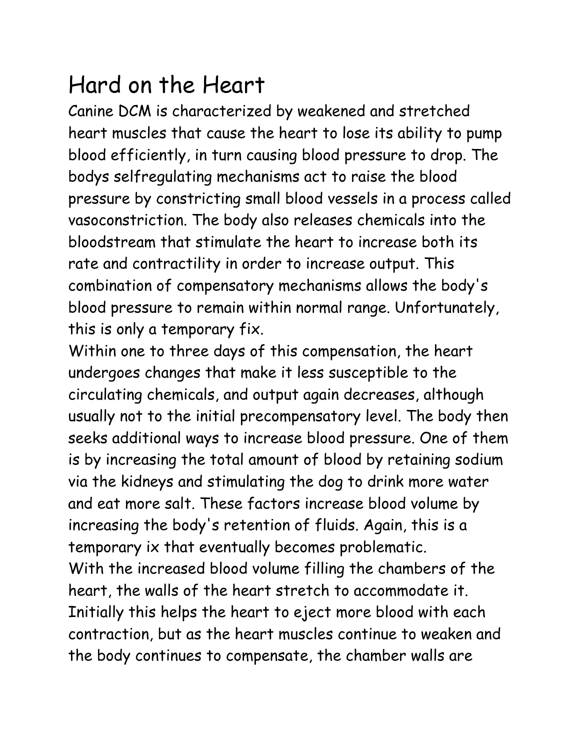# Hard on the Heart

Canine DCM is characterized by weakened and stretched heart muscles that cause the heart to lose its ability to pump blood efficiently, in turn causing blood pressure to drop. The bodys selfregulating mechanisms act to raise the blood pressure by constricting small blood vessels in a process called vasoconstriction. The body also releases chemicals into the bloodstream that stimulate the heart to increase both its rate and contractility in order to increase output. This combination of compensatory mechanisms allows the body's blood pressure to remain within normal range. Unfortunately, this is only a temporary fix.

Within one to three days of this compensation, the heart undergoes changes that make it less susceptible to the circulating chemicals, and output again decreases, although usually not to the initial precompensatory level. The body then seeks additional ways to increase blood pressure. One of them is by increasing the total amount of blood by retaining sodium via the kidneys and stimulating the dog to drink more water and eat more salt. These factors increase blood volume by increasing the body's retention of fluids. Again, this is a temporary ix that eventually becomes problematic.

With the increased blood volume filling the chambers of the heart, the walls of the heart stretch to accommodate it. Initially this helps the heart to eject more blood with each contraction, but as the heart muscles continue to weaken and the body continues to compensate, the chamber walls are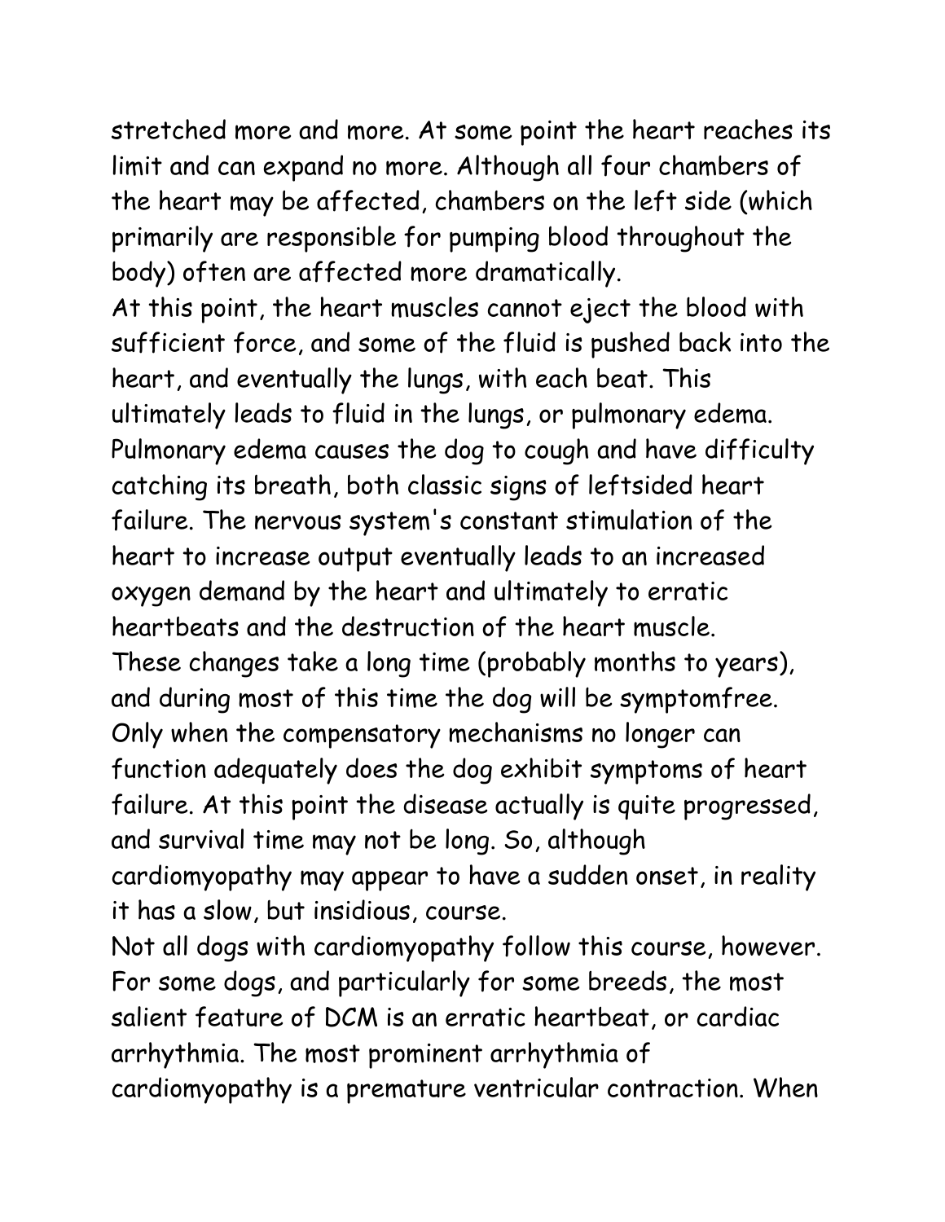stretched more and more. At some point the heart reaches its limit and can expand no more. Although all four chambers of the heart may be affected, chambers on the left side (which primarily are responsible for pumping blood throughout the body) often are affected more dramatically.

At this point, the heart muscles cannot eject the blood with sufficient force, and some of the fluid is pushed back into the heart, and eventually the lungs, with each beat. This ultimately leads to fluid in the lungs, or pulmonary edema. Pulmonary edema causes the dog to cough and have difficulty catching its breath, both classic signs of leftsided heart failure. The nervous system's constant stimulation of the heart to increase output eventually leads to an increased oxygen demand by the heart and ultimately to erratic heartbeats and the destruction of the heart muscle.

These changes take a long time (probably months to years), and during most of this time the dog will be symptomfree. Only when the compensatory mechanisms no longer can function adequately does the dog exhibit symptoms of heart failure. At this point the disease actually is quite progressed, and survival time may not be long. So, although cardiomyopathy may appear to have a sudden onset, in reality it has a slow, but insidious, course.

Not all dogs with cardiomyopathy follow this course, however. For some dogs, and particularly for some breeds, the most salient feature of DCM is an erratic heartbeat, or cardiac arrhythmia. The most prominent arrhythmia of cardiomyopathy is a premature ventricular contraction. When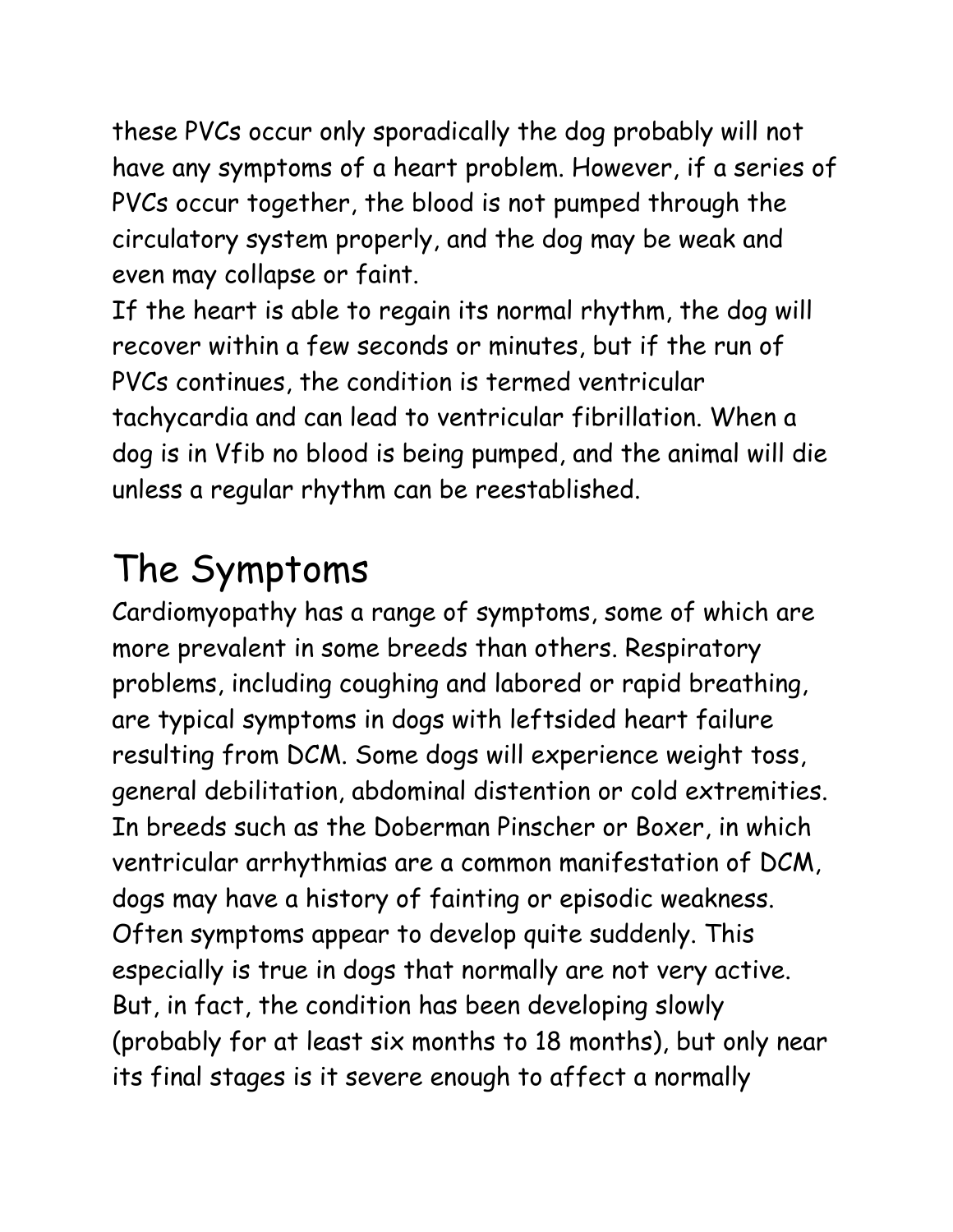these PVCs occur only sporadically the dog probably will not have any symptoms of a heart problem. However, if a series of PVCs occur together, the blood is not pumped through the circulatory system properly, and the dog may be weak and even may collapse or faint.

If the heart is able to regain its normal rhythm, the dog will recover within a few seconds or minutes, but if the run of PVCs continues, the condition is termed ventricular tachycardia and can lead to ventricular fibrillation. When a dog is in Vfib no blood is being pumped, and the animal will die unless a regular rhythm can be reestablished.

# The Symptoms

Cardiomyopathy has a range of symptoms, some of which are more prevalent in some breeds than others. Respiratory problems, including coughing and labored or rapid breathing, are typical symptoms in dogs with leftsided heart failure resulting from DCM. Some dogs will experience weight toss, general debilitation, abdominal distention or cold extremities. In breeds such as the Doberman Pinscher or Boxer, in which ventricular arrhythmias are a common manifestation of DCM, dogs may have a history of fainting or episodic weakness. Often symptoms appear to develop quite suddenly. This especially is true in dogs that normally are not very active. But, in fact, the condition has been developing slowly (probably for at least six months to 18 months), but only near its final stages is it severe enough to affect a normally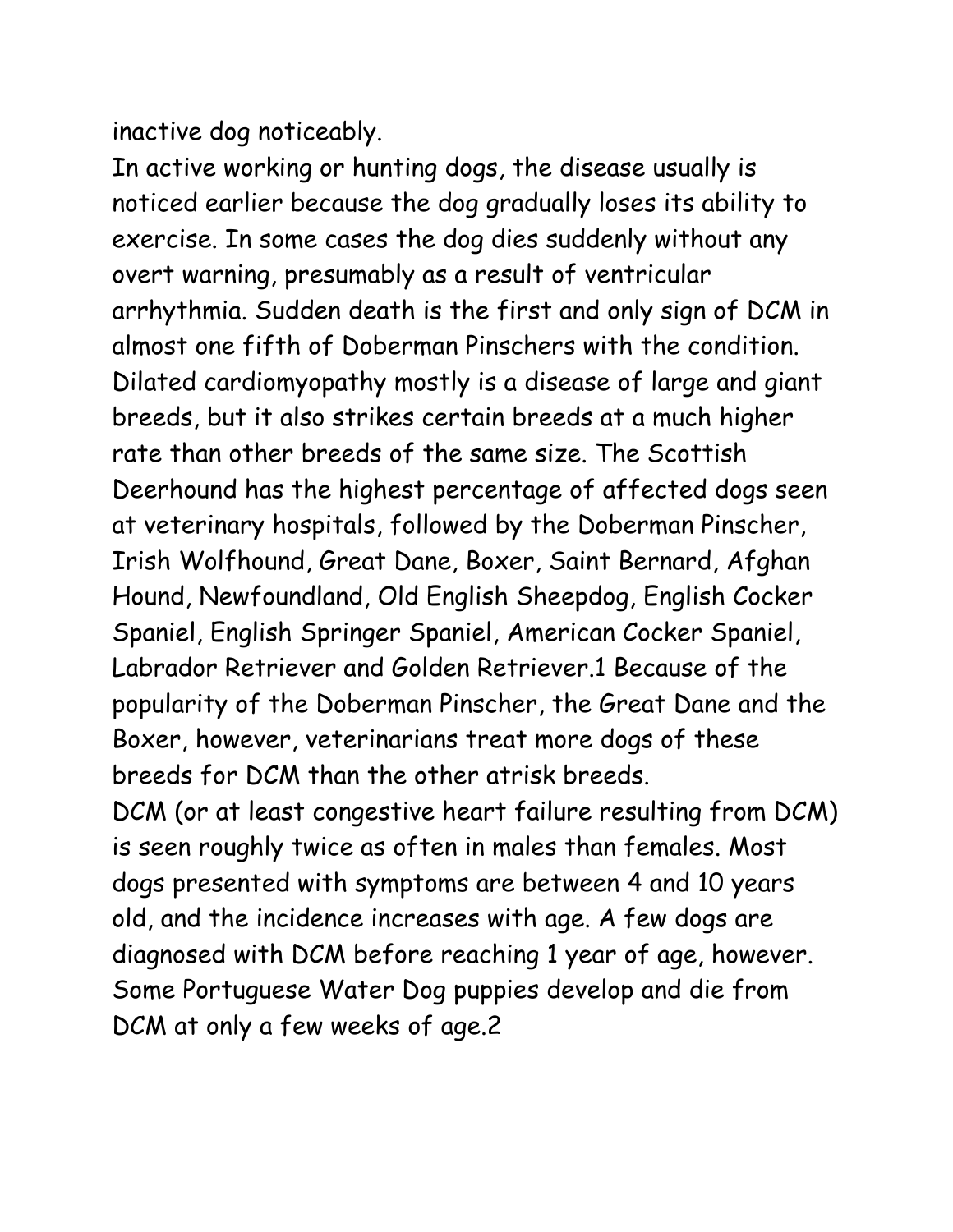inactive dog noticeably.

In active working or hunting dogs, the disease usually is noticed earlier because the dog gradually loses its ability to exercise. In some cases the dog dies suddenly without any overt warning, presumably as a result of ventricular arrhythmia. Sudden death is the first and only sign of DCM in almost one fifth of Doberman Pinschers with the condition.

Dilated cardiomyopathy mostly is a disease of large and giant breeds, but it also strikes certain breeds at a much higher rate than other breeds of the same size. The Scottish Deerhound has the highest percentage of affected dogs seen at veterinary hospitals, followed by the Doberman Pinscher, Irish Wolfhound, Great Dane, Boxer, Saint Bernard, Afghan Hound, Newfoundland, Old English Sheepdog, English Cocker Spaniel, English Springer Spaniel, American Cocker Spaniel, Labrador Retriever and Golden Retriever.[1] Because of the popularity of the Doberman Pinscher, the Great Dane and the Boxer, however, veterinarians treat more dogs of these breeds for DCM than the other atrisk breeds.

DCM (or at least congestive heart failure resulting from DCM) is seen roughly twice as often in males than females. Most dogs presented with symptoms are between 4 and 10 years old, and the incidence increases with age. A few dogs are diagnosed with DCM before reaching 1 year of age, however. Some Portuguese Water Dog puppies develop and die from DCM at only a few weeks of age.[2]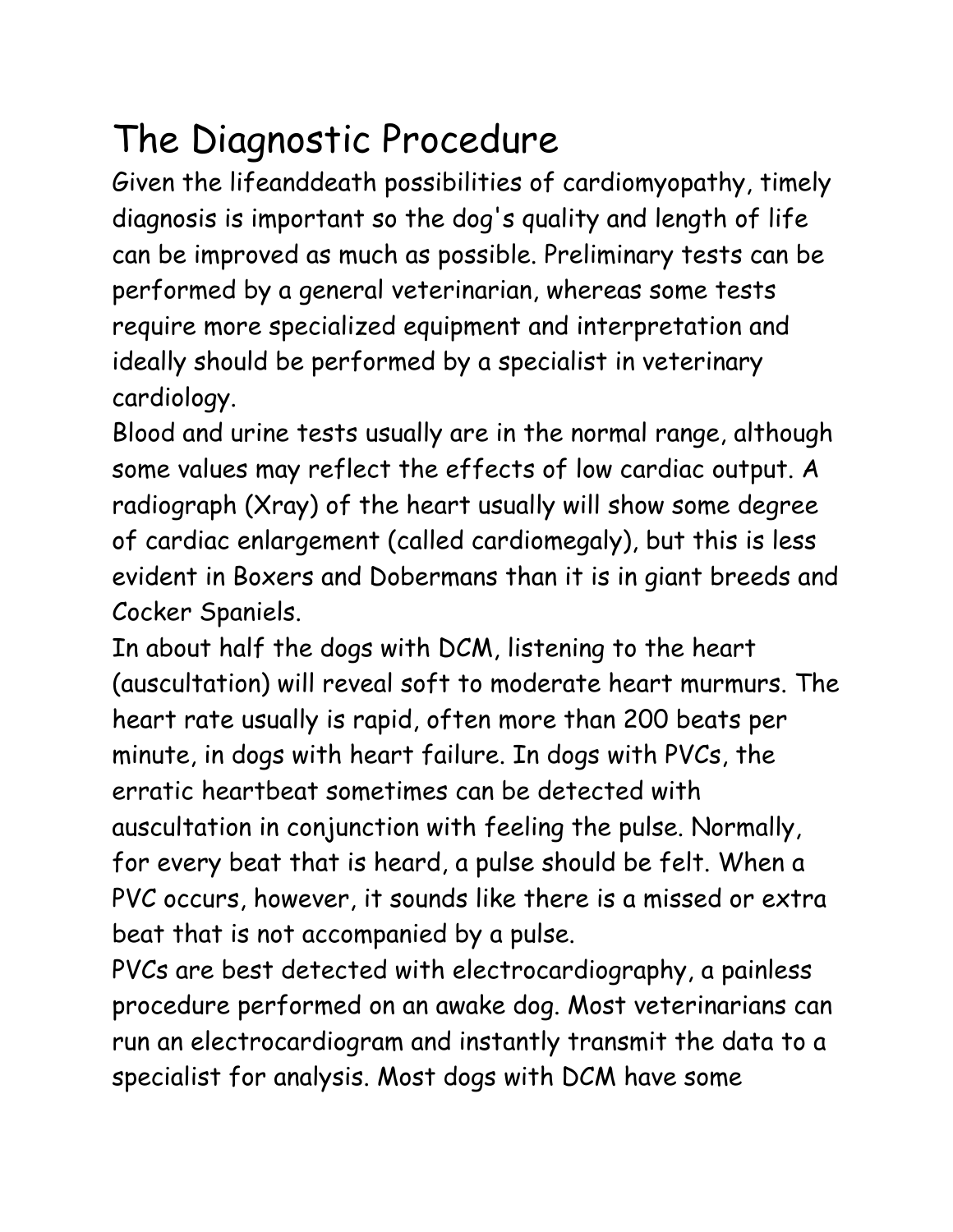# The Diagnostic Procedure

Given the lifeanddeath possibilities of cardiomyopathy, timely diagnosis is important so the dog's quality and length of life can be improved as much as possible. Preliminary tests can be performed by a general veterinarian, whereas some tests require more specialized equipment and interpretation and ideally should be performed by a specialist in veterinary cardiology.

Blood and urine tests usually are in the normal range, although some values may reflect the effects of low cardiac output. A radiograph (Xray) of the heart usually will show some degree of cardiac enlargement (called cardiomegaly), but this is less evident in Boxers and Dobermans than it is in giant breeds and Cocker Spaniels.

In about half the dogs with DCM, listening to the heart (auscultation) will reveal soft to moderate heart murmurs. The heart rate usually is rapid, often more than 200 beats per minute, in dogs with heart failure. In dogs with PVCs, the erratic heartbeat sometimes can be detected with auscultation in conjunction with feeling the pulse. Normally, for every beat that is heard, a pulse should be felt. When a PVC occurs, however, it sounds like there is a missed or extra beat that is not accompanied by a pulse.

PVCs are best detected with electrocardiography, a painless procedure performed on an awake dog. Most veterinarians can run an electrocardiogram and instantly transmit the data to a specialist for analysis. Most dogs with DCM have some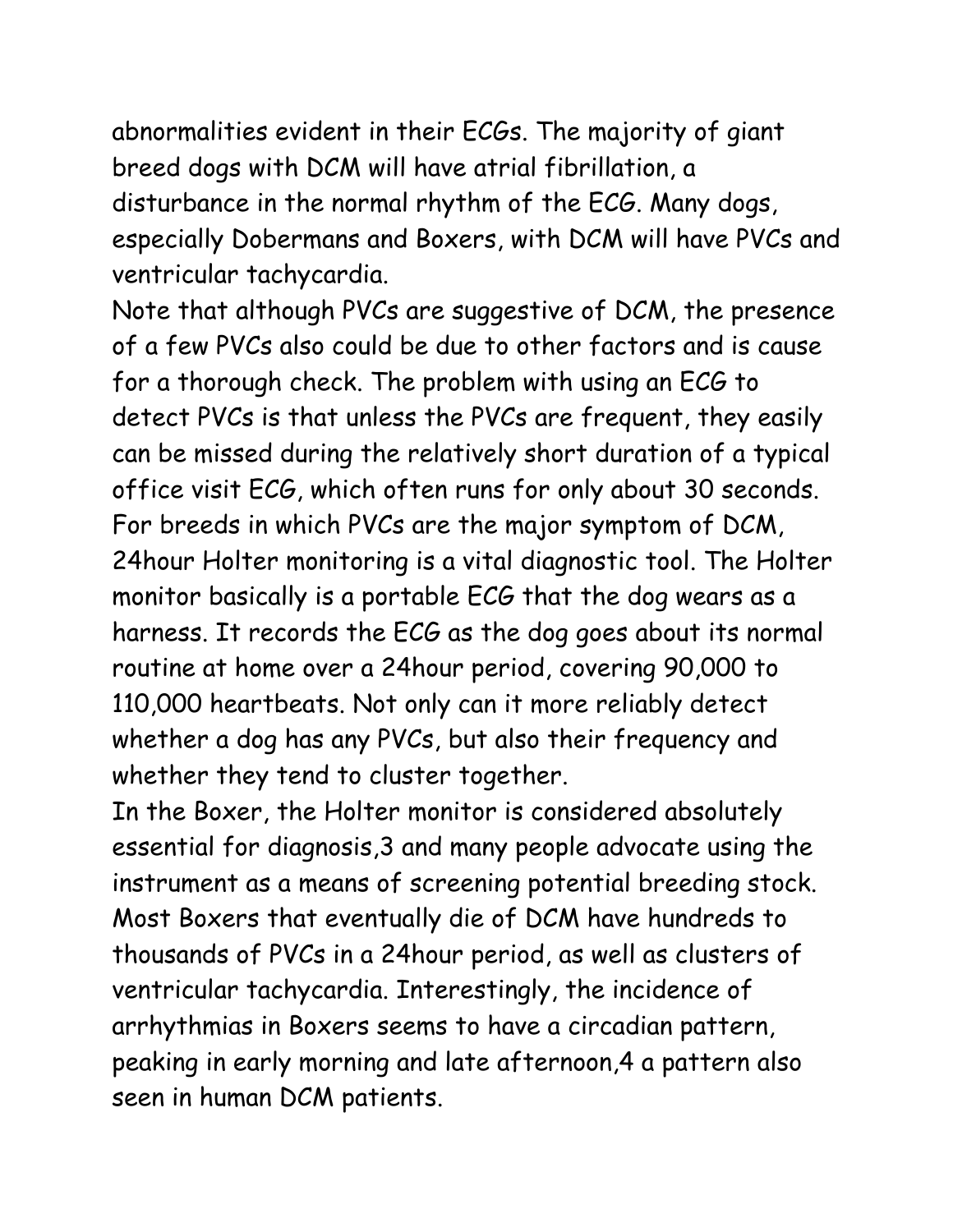abnormalities evident in their ECGs. The majority of giant breed dogs with DCM will have atrial fibrillation, a disturbance in the normal rhythm of the ECG. Many dogs, especially Dobermans and Boxers, with DCM will have PVCs and ventricular tachycardia.

Note that although PVCs are suggestive of DCM, the presence of a few PVCs also could be due to other factors and is cause for a thorough check. The problem with using an ECG to detect PVCs is that unless the PVCs are frequent, they easily can be missed during the relatively short duration of a typical office visit ECG, which often runs for only about 30 seconds. For breeds in which PVCs are the major symptom of DCM, 24hour Holter monitoring is a vital diagnostic tool. The Holter monitor basically is a portable ECG that the dog wears as a harness. It records the ECG as the dog goes about its normal routine at home over a 24hour period, covering 90,000 to 110,000 heartbeats. Not only can it more reliably detect whether a dog has any PVCs, but also their frequency and whether they tend to cluster together.

In the Boxer, the Holter monitor is considered absolutely essential for diagnosis,[3] and many people advocate using the instrument as a means of screening potential breeding stock. Most Boxers that eventually die of DCM have hundreds to thousands of PVCs in a 24hour period, as well as clusters of ventricular tachycardia. Interestingly, the incidence of arrhythmias in Boxers seems to have a circadian pattern, peaking in early morning and late afternoon,[4] a pattern also seen in human DCM patients.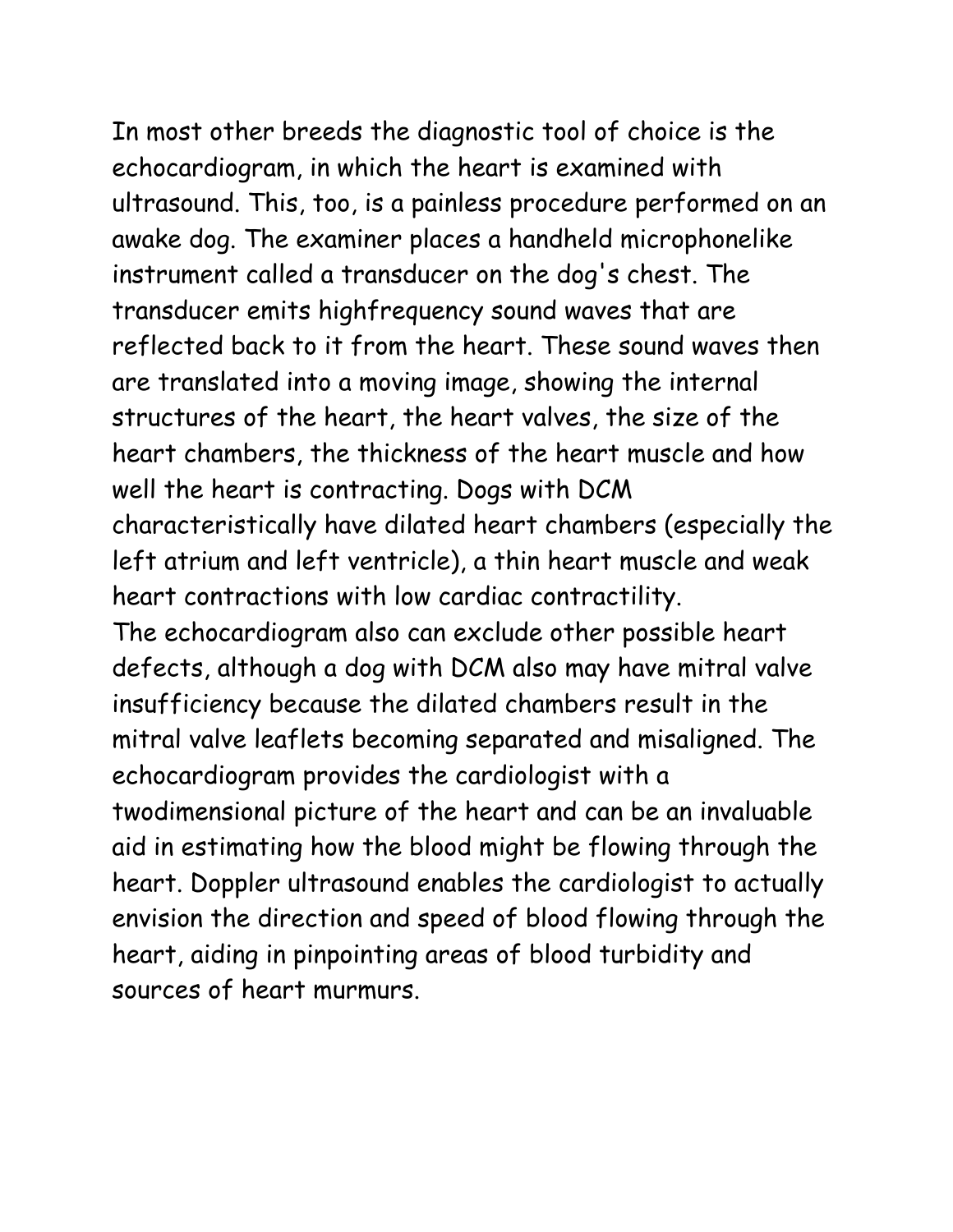In most other breeds the diagnostic tool of choice is the echocardiogram, in which the heart is examined with ultrasound. This, too, is a painless procedure performed on an awake dog. The examiner places a handheld microphonelike instrument called a transducer on the dog's chest. The transducer emits highfrequency sound waves that are reflected back to it from the heart. These sound waves then are translated into a moving image, showing the internal structures of the heart, the heart valves, the size of the heart chambers, the thickness of the heart muscle and how well the heart is contracting. Dogs with DCM characteristically have dilated heart chambers (especially the left atrium and left ventricle), a thin heart muscle and weak heart contractions with low cardiac contractility.

The echocardiogram also can exclude other possible heart defects, although a dog with DCM also may have mitral valve insufficiency because the dilated chambers result in the mitral valve leaflets becoming separated and misaligned. The echocardiogram provides the cardiologist with a twodimensional picture of the heart and can be an invaluable aid in estimating how the blood might be flowing through the heart. Doppler ultrasound enables the cardiologist to actually envision the direction and speed of blood flowing through the heart, aiding in pinpointing areas of blood turbidity and sources of heart murmurs.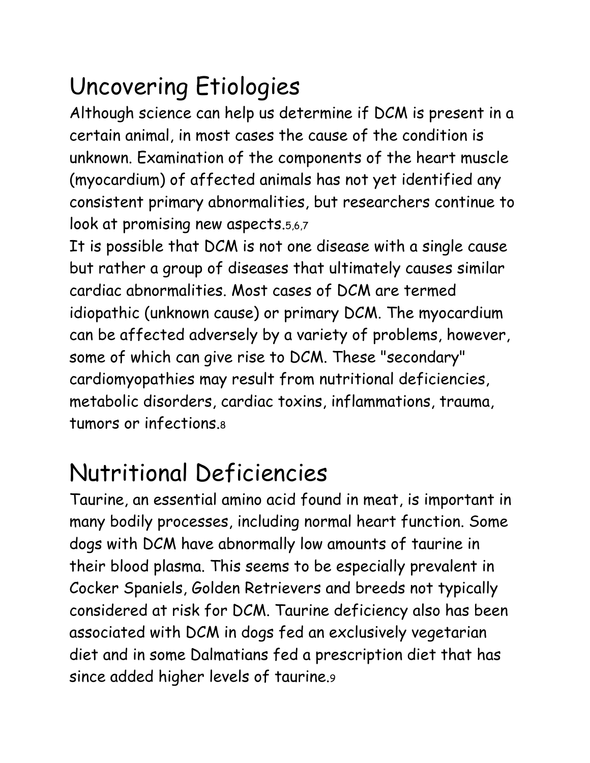# Uncovering Etiologies

Although science can help us determine if DCM is present in a certain animal, in most cases the cause of the condition is unknown. Examination of the components of the heart muscle (myocardium) of affected animals has not yet identified any consistent primary abnormalities, but researchers continue to look at promising new aspects.[5,6,7]

It is possible that DCM is not one disease with a single cause but rather a group of diseases that ultimately causes similar cardiac abnormalities. Most cases of DCM are termed idiopathic (unknown cause) or primary DCM. The myocardium can be affected adversely by a variety of problems, however, some of which can give rise to DCM. These "secondary" cardiomyopathies may result from nutritional deficiencies, metabolic disorders, cardiac toxins, inflammations, trauma, tumors or infections.[8]

# Nutritional Deficiencies

Taurine, an essential amino acid found in meat, is important in many bodily processes, including normal heart function. Some dogs with DCM have abnormally low amounts of taurine in their blood plasma. This seems to be especially prevalent in Cocker Spaniels, Golden Retrievers and breeds not typically considered at risk for DCM. Taurine deficiency also has been associated with DCM in dogs fed an exclusively vegetarian diet and in some Dalmatians fed a prescription diet that has since added higher levels of taurine.[9]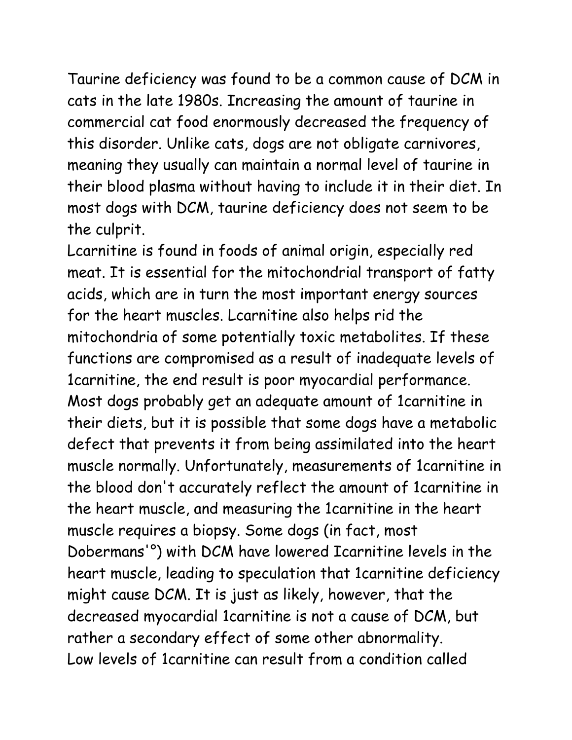Taurine deficiency was found to be a common cause of DCM in cats in the late 1980s. Increasing the amount of taurine in commercial cat food enormously decreased the frequency of this disorder. Unlike cats, dogs are not obligate carnivores, meaning they usually can maintain a normal level of taurine in their blood plasma without having to include it in their diet. In most dogs with DCM, taurine deficiency does not seem to be the culprit.

Lcarnitine is found in foods of animal origin, especially red meat. It is essential for the mitochondrial transport of fatty acids, which are in turn the most important energy sources for the heart muscles. Lcarnitine also helps rid the mitochondria of some potentially toxic metabolites. If these functions are compromised as a result of inadequate levels of 1carnitine, the end result is poor myocardial performance. Most dogs probably get an adequate amount of 1carnitine in their diets, but it is possible that some dogs have a metabolic defect that prevents it from being assimilated into the heart muscle normally. Unfortunately, measurements of 1carnitine in the blood don't accurately reflect the amount of 1carnitine in the heart muscle, and measuring the 1carnitine in the heart muscle requires a biopsy. Some dogs (in fact, most Dobermans'°) with DCM have lowered Icarnitine levels in the heart muscle, leading to speculation that 1carnitine deficiency might cause DCM. It is just as likely, however, that the decreased myocardial 1carnitine is not a cause of DCM, but rather a secondary effect of some other abnormality.

Low levels of 1carnitine can result from a condition called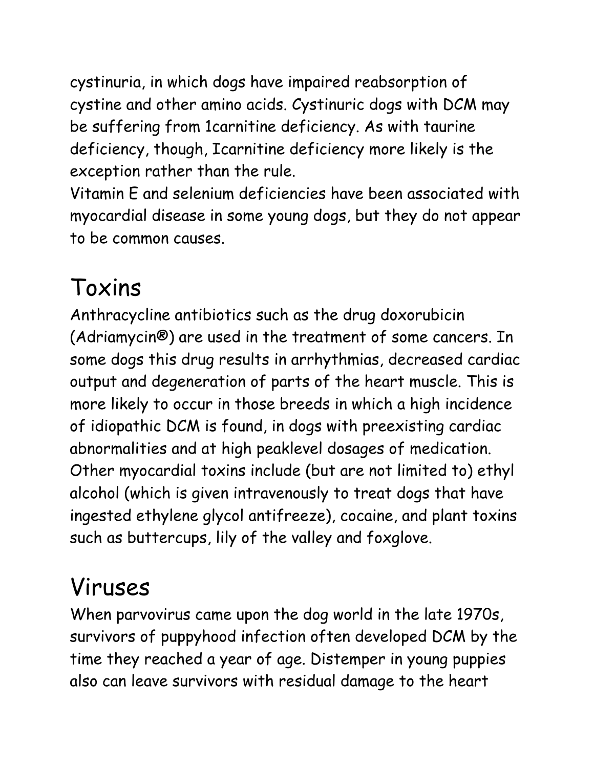cystinuria, in which dogs have impaired reabsorption of cystine and other amino acids. Cystinuric dogs with DCM may be suffering from 1carnitine deficiency. As with taurine deficiency, though, Icarnitine deficiency more likely is the exception rather than the rule.

Vitamin E and selenium deficiencies have been associated with myocardial disease in some young dogs, but they do not appear to be common causes.

# Toxins

Anthracycline antibiotics such as the drug doxorubicin (Adriamycin®) are used in the treatment of some cancers. In some dogs this drug results in arrhythmias, decreased cardiac output and degeneration of parts of the heart muscle. This is more likely to occur in those breeds in which a high incidence of idiopathic DCM is found, in dogs with preexisting cardiac abnormalities and at high peaklevel dosages of medication.

Other myocardial toxins include (but are not limited to) ethyl alcohol (which is given intravenously to treat dogs that have ingested ethylene glycol antifreeze), cocaine, and plant toxins such as buttercups, lily of the valley and foxglove.

# Viruses

When parvovirus came upon the dog world in the late 1970s, survivors of puppyhood infection often developed DCM by the time they reached a year of age. Distemper in young puppies also can leave survivors with residual damage to the heart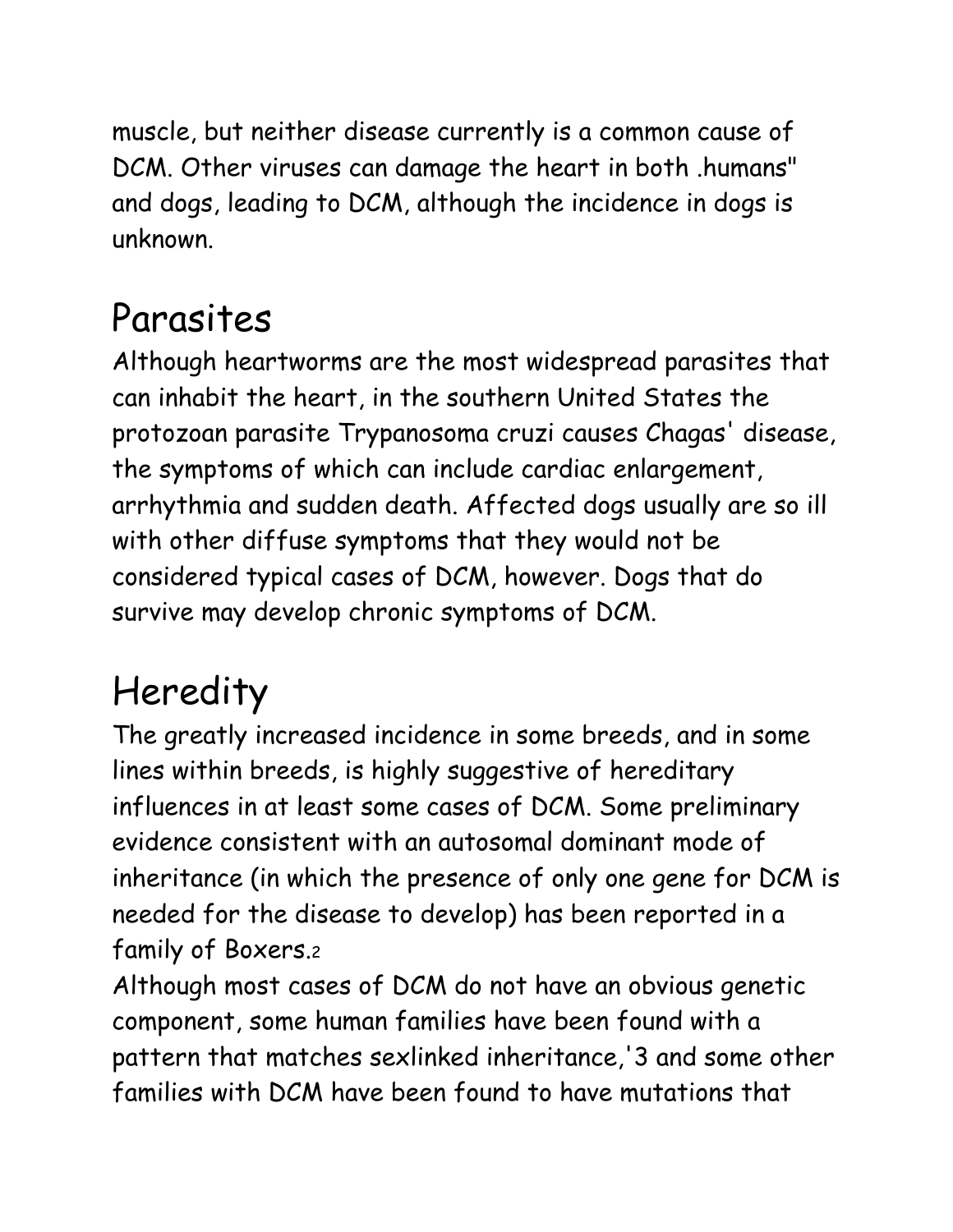muscle, but neither disease currently is a common cause of DCM. Other viruses can damage the heart in both .humans" and dogs, leading to DCM, although the incidence in dogs is unknown.

## Parasites

Although heartworms are the most widespread parasites that can inhabit the heart, in the southern United States the protozoan parasite Trypanosoma cruzi causes Chagas' disease, the symptoms of which can include cardiac enlargement, arrhythmia and sudden death. Affected dogs usually are so ill with other diffuse symptoms that they would not be considered typical cases of DCM, however. Dogs that do survive may develop chronic symptoms of DCM.

## Heredity

The greatly increased incidence in some breeds, and in some lines within breeds, is highly suggestive of hereditary influences in at least some cases of DCM. Some preliminary evidence consistent with an autosomal dominant mode of inheritance (in which the presence of only one gene for DCM is needed for the disease to develop) has been reported in a family of Boxers.[2]

Although most cases of DCM do not have an obvious genetic component, some human families have been found with a pattern that matches sexlinked inheritance,'3 and some other families with DCM have been found to have mutations that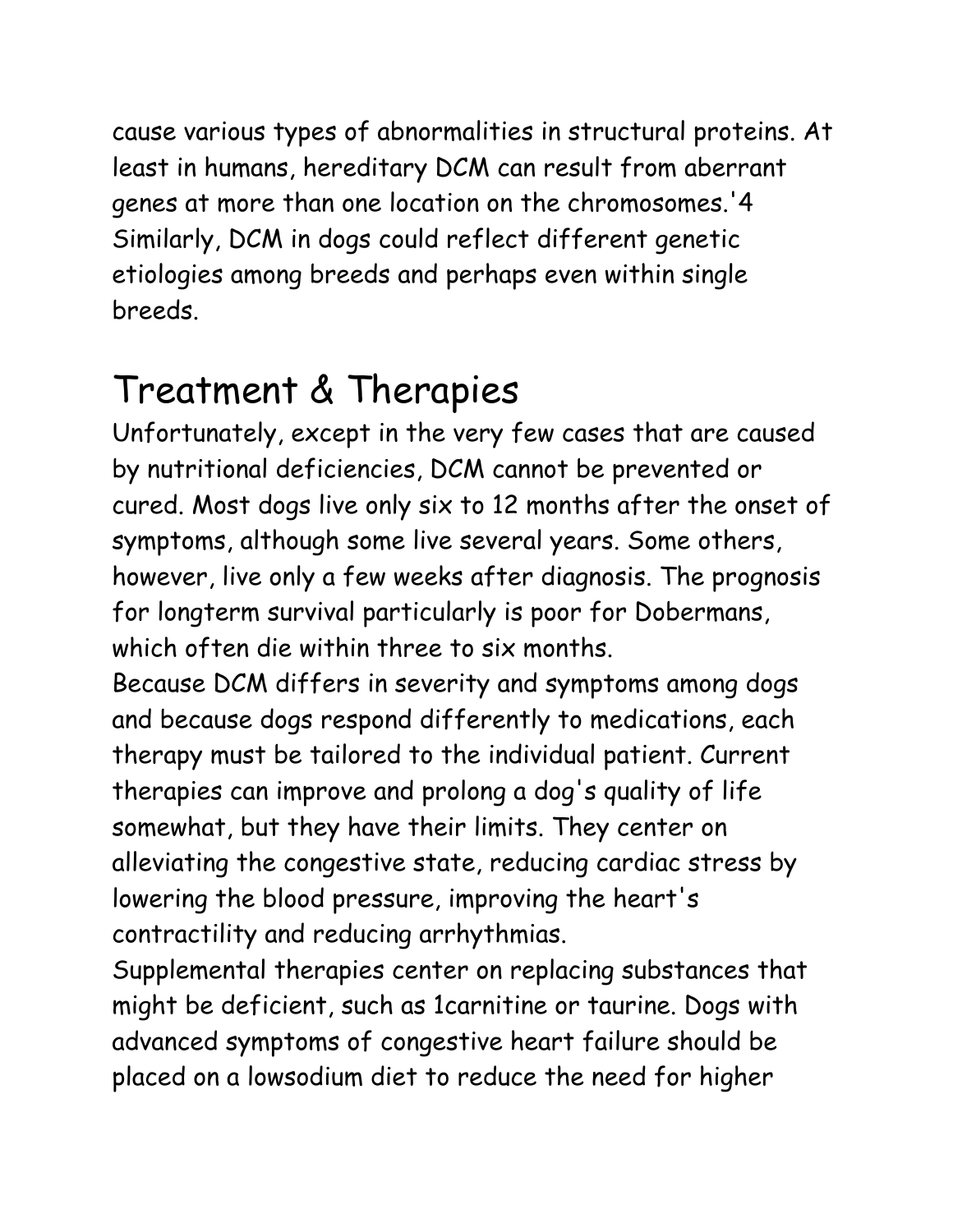cause various types of abnormalities in structural proteins. At least in humans, hereditary DCM can result from aberrant genes at more than one location on the chromosomes.'4 Similarly, DCM in dogs could reflect different genetic etiologies among breeds and perhaps even within single breeds.

## Treatment & Therapies

Unfortunately, except in the very few cases that are caused by nutritional deficiencies, DCM cannot be prevented or cured. Most dogs live only six to 12 months after the onset of symptoms, although some live several years. Some others, however, live only a few weeks after diagnosis. The prognosis for longterm survival particularly is poor for Dobermans, which often die within three to six months.

Because DCM differs in severity and symptoms among dogs and because dogs respond differently to medications, each therapy must be tailored to the individual patient. Current therapies can improve and prolong a dog's quality of life somewhat, but they have their limits. They center on alleviating the congestive state, reducing cardiac stress by lowering the blood pressure, improving the heart's contractility and reducing arrhythmias.

Supplemental therapies center on replacing substances that might be deficient, such as 1carnitine or taurine. Dogs with advanced symptoms of congestive heart failure should be placed on a lowsodium diet to reduce the need for higher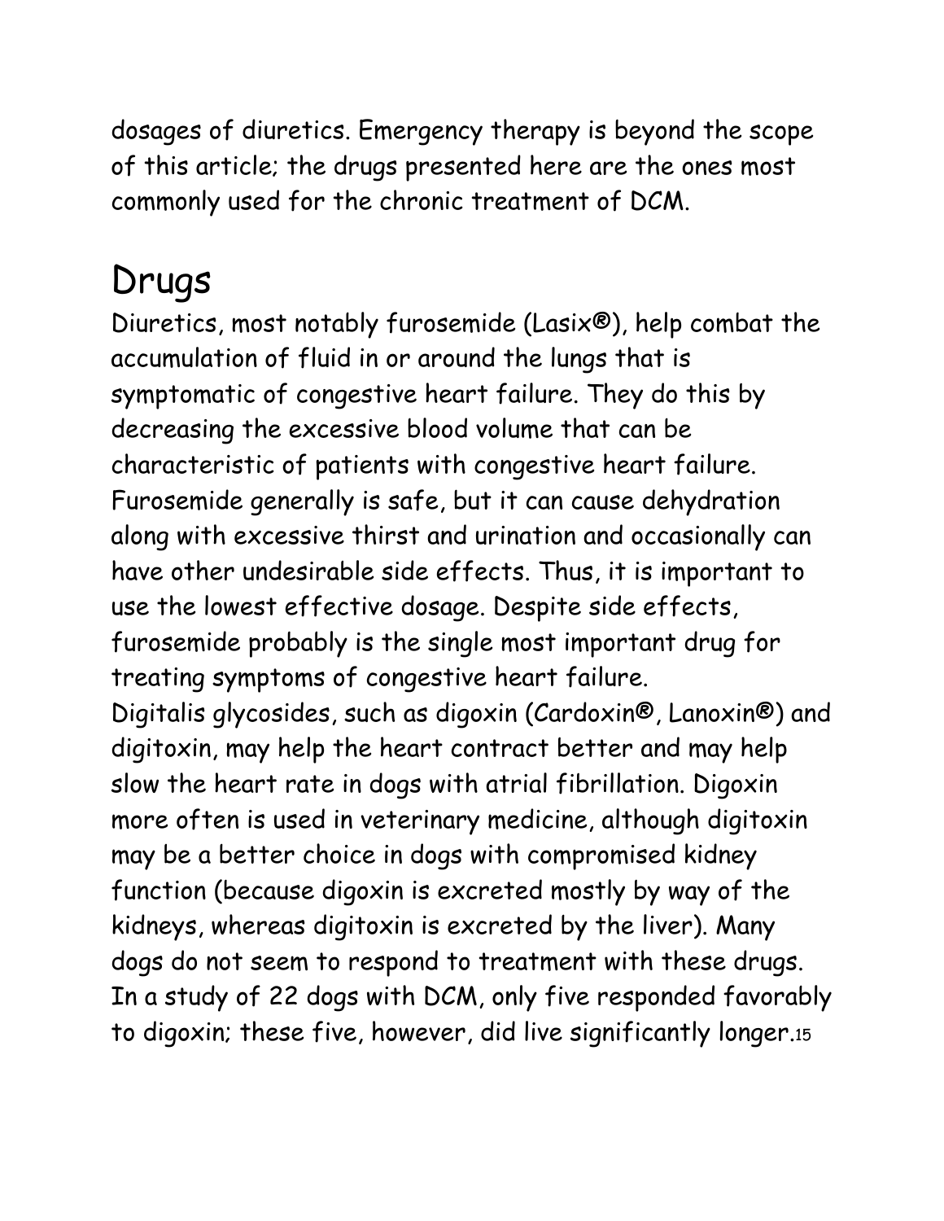dosages of diuretics. Emergency therapy is beyond the scope of this article; the drugs presented here are the ones most commonly used for the chronic treatment of DCM.

## Drugs

Diuretics, most notably furosemide (Lasix®), help combat the accumulation of fluid in or around the lungs that is symptomatic of congestive heart failure. They do this by decreasing the excessive blood volume that can be characteristic of patients with congestive heart failure. Furosemide generally is safe, but it can cause dehydration along with excessive thirst and urination and occasionally can have other undesirable side effects. Thus, it is important to use the lowest effective dosage. Despite side effects, furosemide probably is the single most important drug for treating symptoms of congestive heart failure.

Digitalis glycosides, such as digoxin (Cardoxin®, Lanoxin®) and digitoxin, may help the heart contract better and may help slow the heart rate in dogs with atrial fibrillation. Digoxin more often is used in veterinary medicine, although digitoxin may be a better choice in dogs with compromised kidney function (because digoxin is excreted mostly by way of the kidneys, whereas digitoxin is excreted by the liver). Many dogs do not seem to respond to treatment with these drugs. In a study of 22 dogs with DCM, only five responded favorably to digoxin; these five, however, did live significantly longer.[15]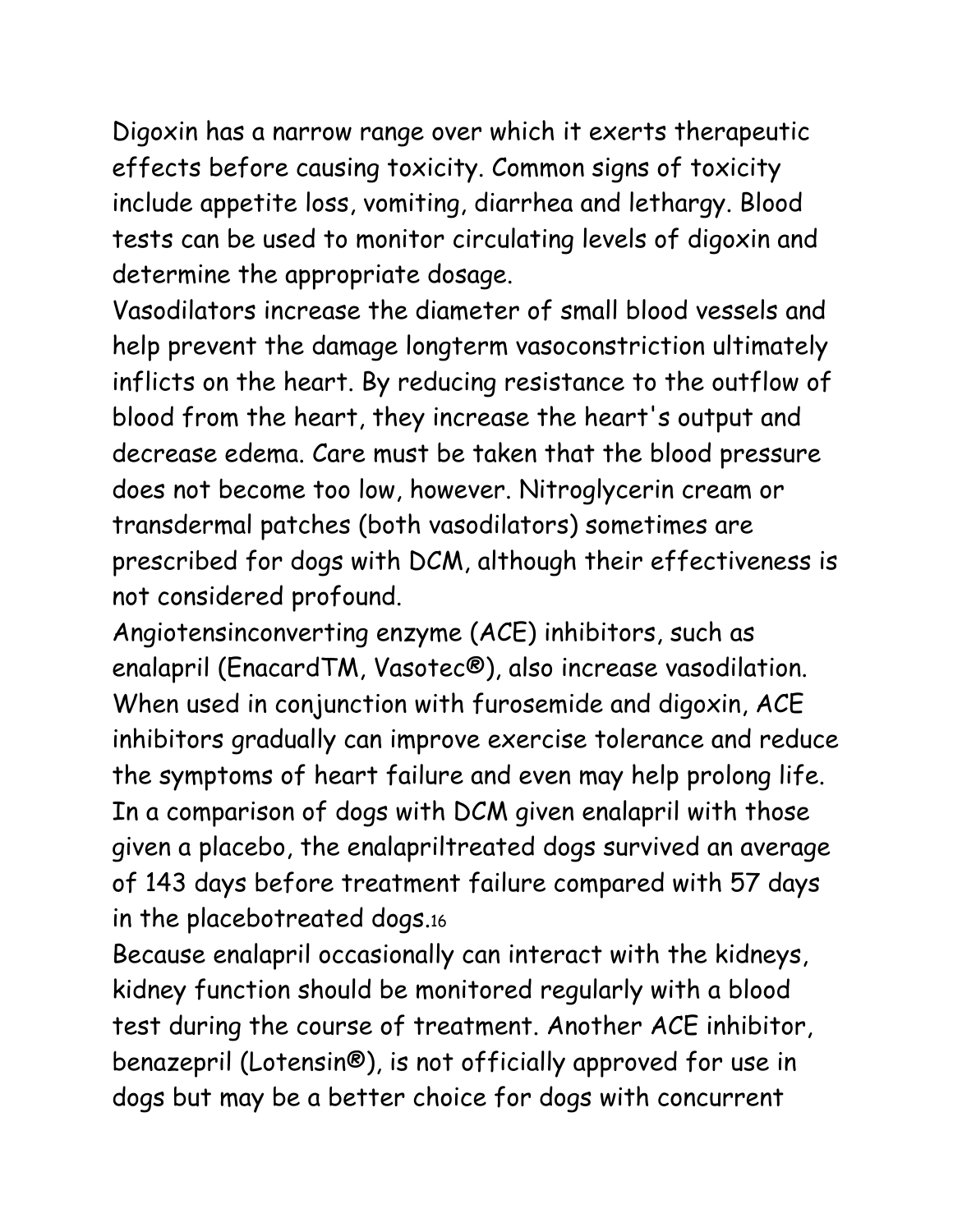Digoxin has a narrow range over which it exerts therapeutic effects before causing toxicity. Common signs of toxicity include appetite loss, vomiting, diarrhea and lethargy. Blood tests can be used to monitor circulating levels of digoxin and determine the appropriate dosage.

Vasodilators increase the diameter of small blood vessels and help prevent the damage longterm vasoconstriction ultimately inflicts on the heart. By reducing resistance to the outflow of blood from the heart, they increase the heart's output and decrease edema. Care must be taken that the blood pressure does not become too low, however. Nitroglycerin cream or transdermal patches (both vasodilators) sometimes are prescribed for dogs with DCM, although their effectiveness is not considered profound.

Angiotensinconverting enzyme (ACE) inhibitors, such as enalapril (EnacardTM, Vasotec®), also increase vasodilation. When used in conjunction with furosemide and digoxin, ACE inhibitors gradually can improve exercise tolerance and reduce the symptoms of heart failure and even may help prolong life. In a comparison of dogs with DCM given enalapril with those given a placebo, the enalapriltreated dogs survived an average of 143 days before treatment failure compared with 57 days in the placebotreated dogs.[16]

Because enalapril occasionally can interact with the kidneys, kidney function should be monitored regularly with a blood test during the course of treatment. Another ACE inhibitor, benazepril (Lotensin®), is not officially approved for use in dogs but may be a better choice for dogs with concurrent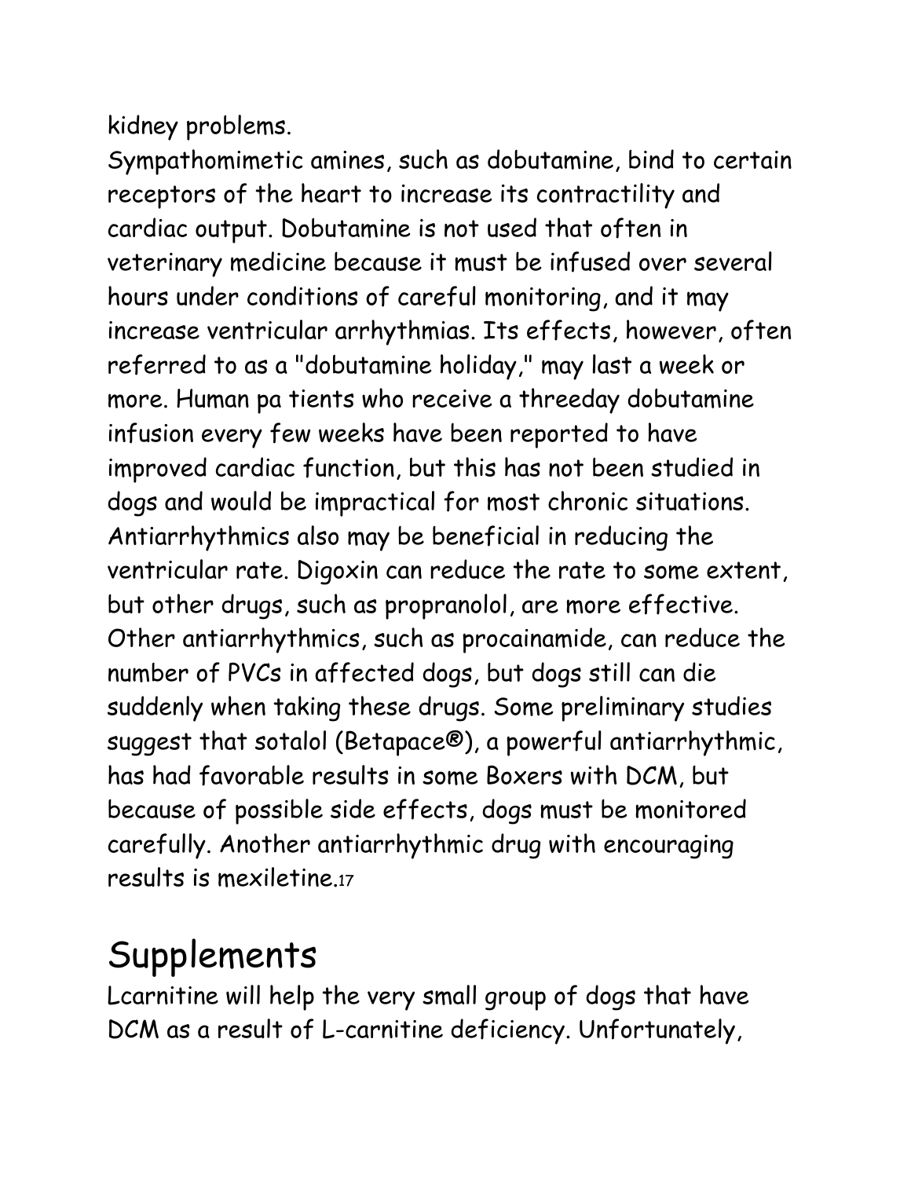kidney problems.

Sympathomimetic amines, such as dobutamine, bind to certain receptors of the heart to increase its contractility and cardiac output. Dobutamine is not used that often in veterinary medicine because it must be infused over several hours under conditions of careful monitoring, and it may increase ventricular arrhythmias. Its effects, however, often referred to as a "dobutamine holiday," may last a week or more. Human pa tients who receive a threeday dobutamine infusion every few weeks have been reported to have improved cardiac function, but this has not been studied in dogs and would be impractical for most chronic situations.

Antiarrhythmics also may be beneficial in reducing the ventricular rate. Digoxin can reduce the rate to some extent, but other drugs, such as propranolol, are more effective. Other antiarrhythmics, such as procainamide, can reduce the number of PVCs in affected dogs, but dogs still can die suddenly when taking these drugs. Some preliminary studies suggest that sotalol (Betapace®), a powerful antiarrhythmic, has had favorable results in some Boxers with DCM, but because of possible side effects, dogs must be monitored carefully. Another antiarrhythmic drug with encouraging results is mexiletine.[17]

# Supplements

Lcarnitine will help the very small group of dogs that have DCM as a result of L-carnitine deficiency. Unfortunately,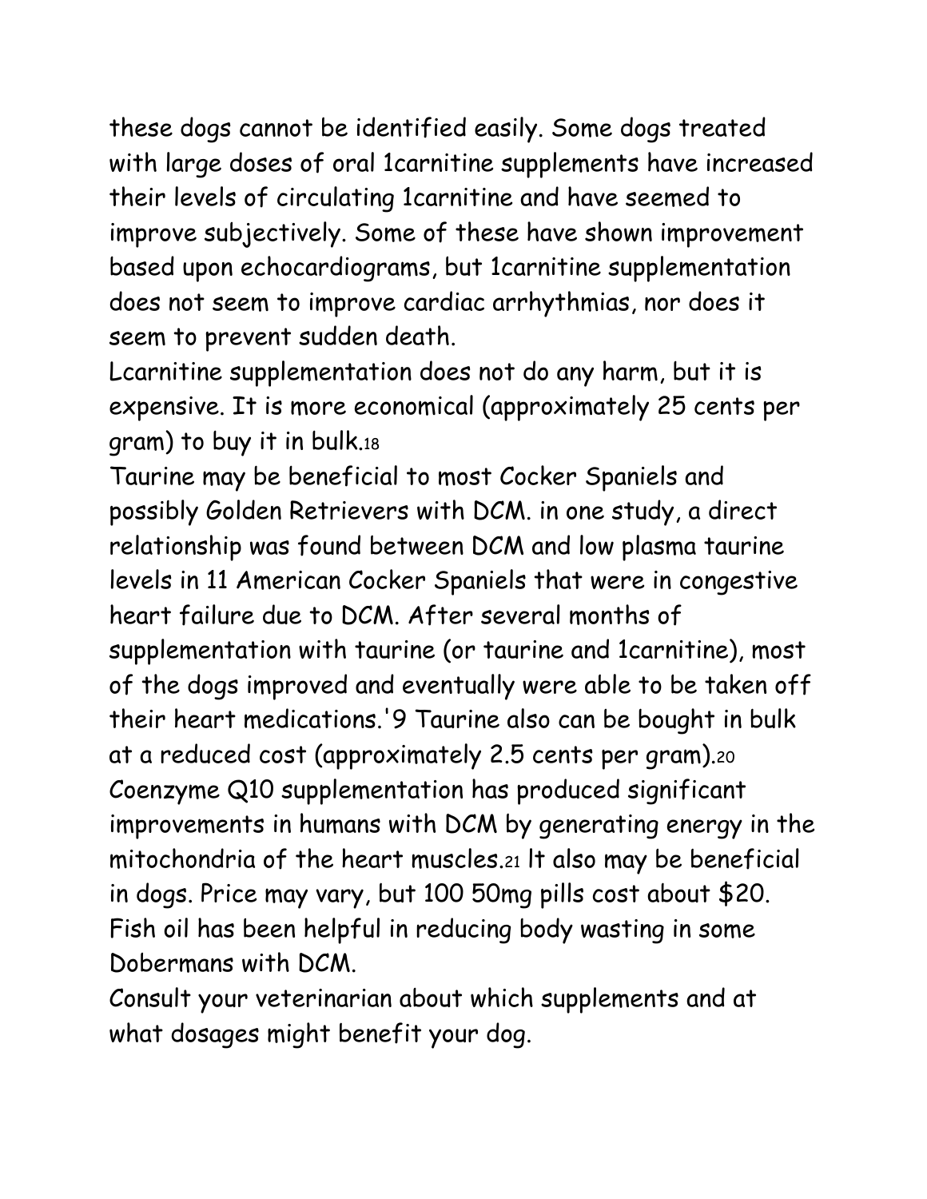these dogs cannot be identified easily. Some dogs treated with large doses of oral 1carnitine supplements have increased their levels of circulating 1carnitine and have seemed to improve subjectively. Some of these have shown improvement based upon echocardiograms, but 1carnitine supplementation does not seem to improve cardiac arrhythmias, nor does it seem to prevent sudden death.

Lcarnitine supplementation does not do any harm, but it is expensive. It is more economical (approximately 25 cents per gram) to buy it in bulk.[18]

Taurine may be beneficial to most Cocker Spaniels and possibly Golden Retrievers with DCM. in one study, a direct relationship was found between DCM and low plasma taurine levels in 11 American Cocker Spaniels that were in congestive heart failure due to DCM. After several months of supplementation with taurine (or taurine and 1carnitine), most of the dogs improved and eventually were able to be taken off their heart medications.'9 Taurine also can be bought in bulk at a reduced cost (approximately 2.5 cents per gram).[20]

Coenzyme Q10 supplementation has produced significant improvements in humans with DCM by generating energy in the mitochondria of the heart muscles.[21] It also may be beneficial in dogs. Price may vary, but 100 50mg pills cost about $20.

Fish oil has been helpful in reducing body wasting in some Dobermans with DCM.

Consult your veterinarian about which supplements and at what dosages might benefit your dog.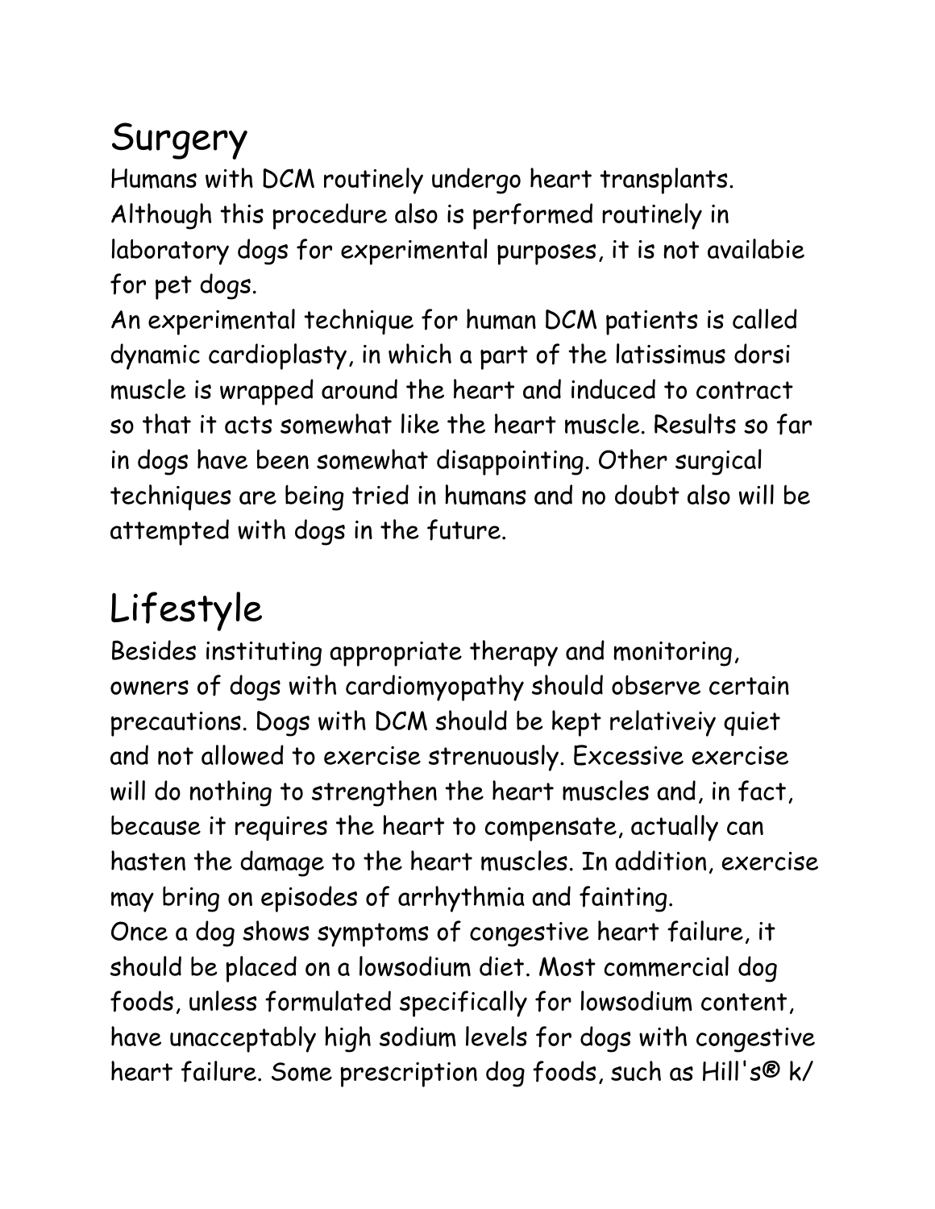# Surgery

Humans with DCM routinely undergo heart transplants. Although this procedure also is performed routinely in laboratory dogs for experimental purposes, it is not availabie for pet dogs.

An experimental technique for human DCM patients is called dynamic cardioplasty, in which a part of the latissimus dorsi muscle is wrapped around the heart and induced to contract so that it acts somewhat like the heart muscle. Results so far in dogs have been somewhat disappointing. Other surgical techniques are being tried in humans and no doubt also will be attempted with dogs in the future.

# Lifestyle

Besides instituting appropriate therapy and monitoring, owners of dogs with cardiomyopathy should observe certain precautions. Dogs with DCM should be kept relativeiy quiet and not allowed to exercise strenuously. Excessive exercise will do nothing to strengthen the heart muscles and, in fact, because it requires the heart to compensate, actually can hasten the damage to the heart muscles. In addition, exercise may bring on episodes of arrhythmia and fainting.

Once a dog shows symptoms of congestive heart failure, it should be placed on a lowsodium diet. Most commercial dog foods, unless formulated specifically for lowsodium content, have unacceptably high sodium levels for dogs with congestive heart failure. Some prescription dog foods, such as Hill's® k/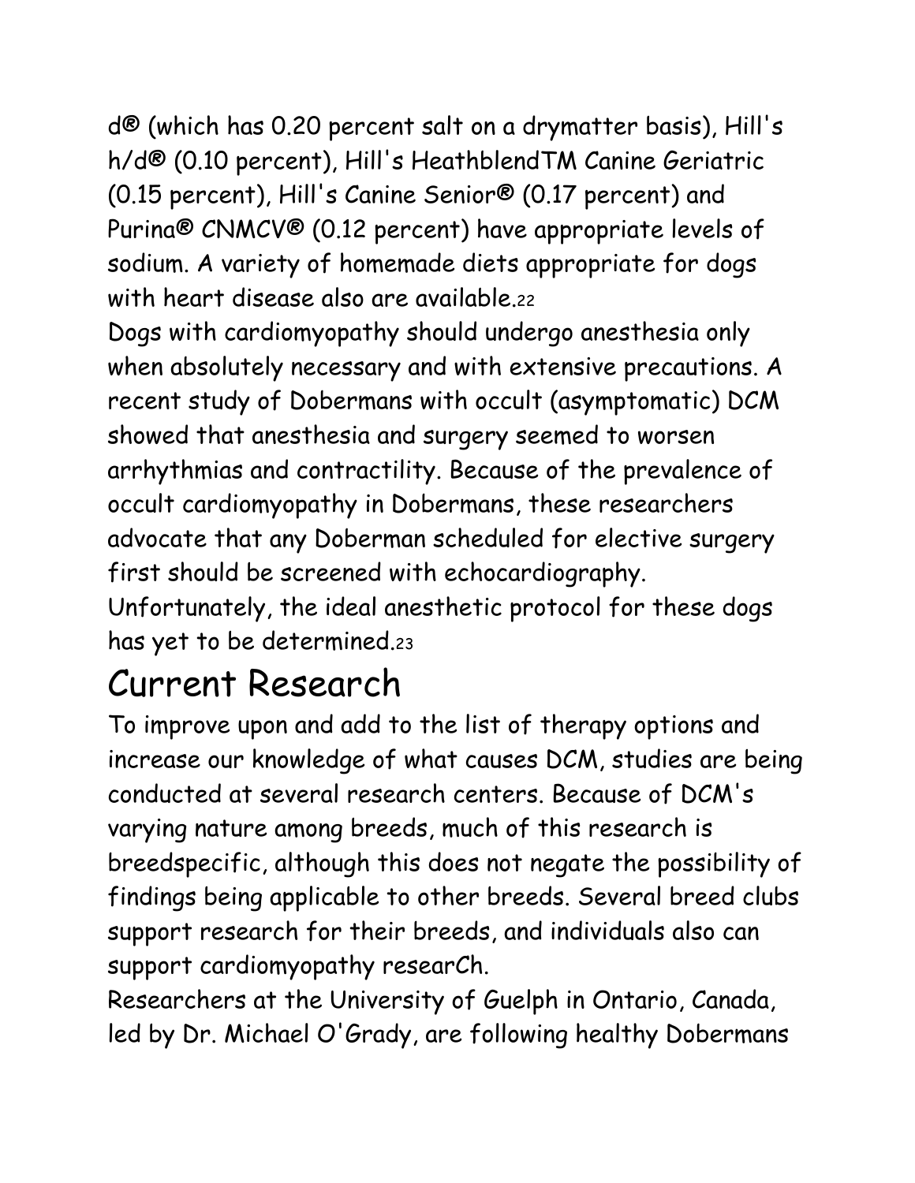d® (which has 0.20 percent salt on a drymatter basis), Hill's h/d® (0.10 percent), Hill's HeathblendTM Canine Geriatric (0.15 percent), Hill's Canine Senior® (0.17 percent) and Purina® CNMCV® (0.12 percent) have appropriate levels of sodium. A variety of homemade diets appropriate for dogs with heart disease also are available.[22]

Dogs with cardiomyopathy should undergo anesthesia only when absolutely necessary and with extensive precautions. A recent study of Dobermans with occult (asymptomatic) DCM showed that anesthesia and surgery seemed to worsen arrhythmias and contractility. Because of the prevalence of occult cardiomyopathy in Dobermans, these researchers advocate that any Doberman scheduled for elective surgery first should be screened with echocardiography. Unfortunately, the ideal anesthetic protocol for these dogs has yet to be determined.[23]

# Current Research

To improve upon and add to the list of therapy options and increase our knowledge of what causes DCM, studies are being conducted at several research centers. Because of DCM's varying nature among breeds, much of this research is breedspecific, although this does not negate the possibility of findings being applicable to other breeds. Several breed clubs support research for their breeds, and individuals also can support cardiomyopathy researCh.

Researchers at the University of Guelph in Ontario, Canada, led by Dr. Michael O'Grady, are following healthy Dobermans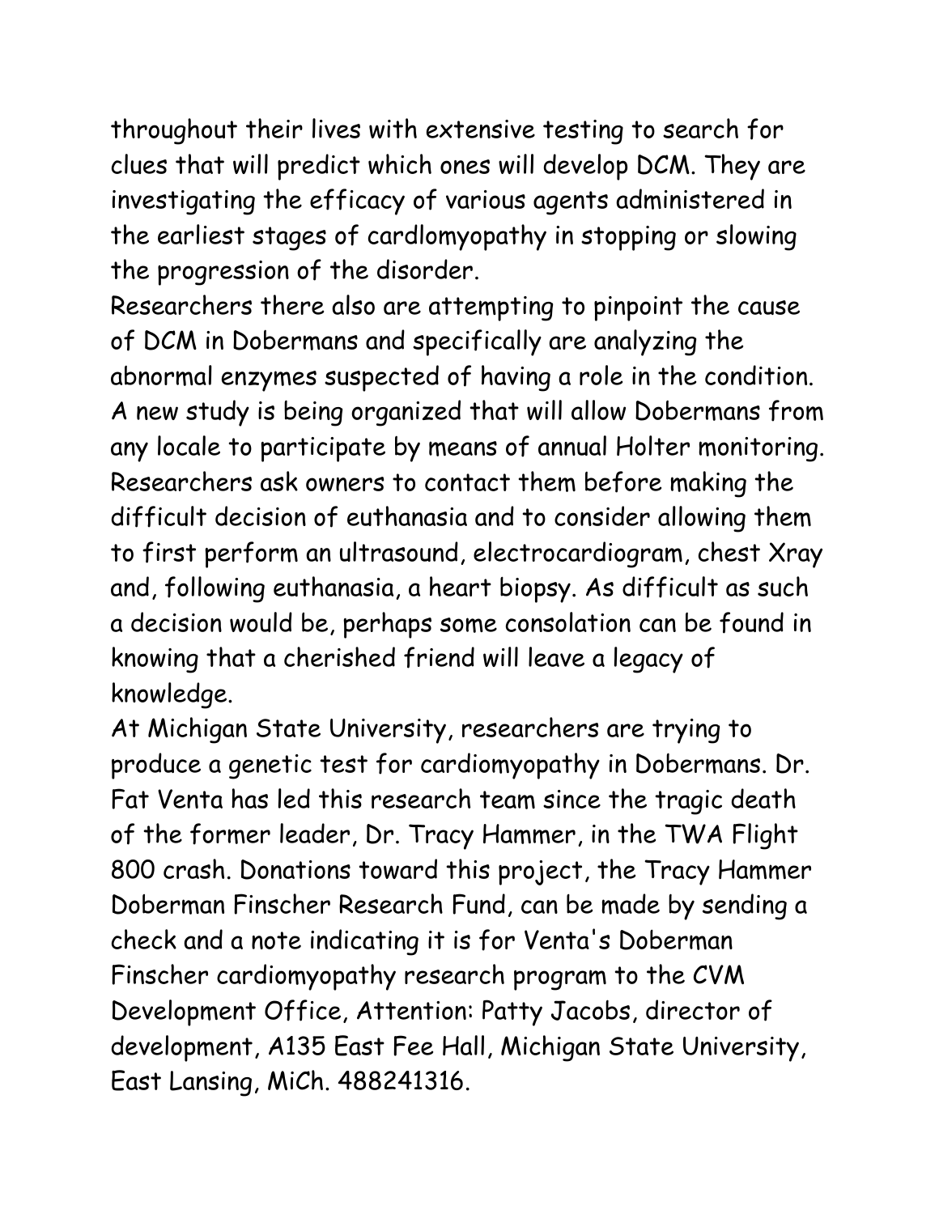throughout their lives with extensive testing to search for clues that will predict which ones will develop DCM. They are investigating the efficacy of various agents administered in the earliest stages of cardlomyopathy in stopping or slowing the progression of the disorder.

Researchers there also are attempting to pinpoint the cause of DCM in Dobermans and specifically are analyzing the abnormal enzymes suspected of having a role in the condition. A new study is being organized that will allow Dobermans from any locale to participate by means of annual Holter monitoring. Researchers ask owners to contact them before making the difficult decision of euthanasia and to consider allowing them to first perform an ultrasound, electrocardiogram, chest Xray and, following euthanasia, a heart biopsy. As difficult as such a decision would be, perhaps some consolation can be found in knowing that a cherished friend will leave a legacy of knowledge.

At Michigan State University, researchers are trying to produce a genetic test for cardiomyopathy in Dobermans. Dr. Fat Venta has led this research team since the tragic death of the former leader, Dr. Tracy Hammer, in the TWA Flight 800 crash. Donations toward this project, the Tracy Hammer Doberman Finscher Research Fund, can be made by sending a check and a note indicating it is for Venta's Doberman Finscher cardiomyopathy research program to the CVM Development Office, Attention: Patty Jacobs, director of development, A135 East Fee Hall, Michigan State University, East Lansing, MiCh. 488241316.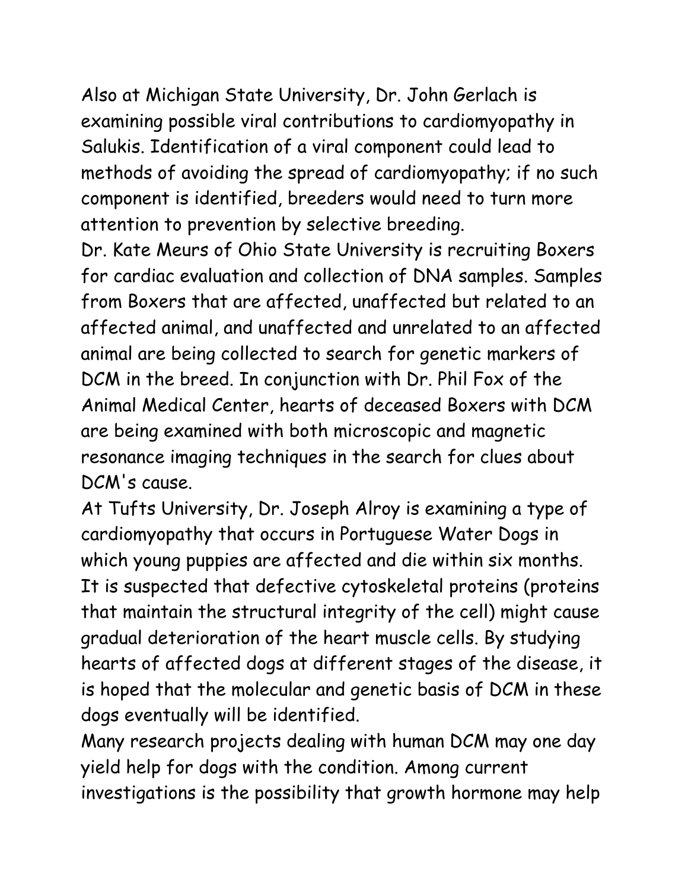Also at Michigan State University, Dr. John Gerlach is examining possible viral contributions to cardiomyopathy in Salukis. Identification of a viral component could lead to methods of avoiding the spread of cardiomyopathy; if no such component is identified, breeders would need to turn more attention to prevention by selective breeding.

Dr. Kate Meurs of Ohio State University is recruiting Boxers for cardiac evaluation and collection of DNA samples. Samples from Boxers that are affected, unaffected but related to an affected animal, and unaffected and unrelated to an affected animal are being collected to search for genetic markers of DCM in the breed. In conjunction with Dr. Phil Fox of the Animal Medical Center, hearts of deceased Boxers with DCM are being examined with both microscopic and magnetic resonance imaging techniques in the search for clues about DCM's cause.

At Tufts University, Dr. Joseph Alroy is examining a type of cardiomyopathy that occurs in Portuguese Water Dogs in which young puppies are affected and die within six months. It is suspected that defective cytoskeletal proteins (proteins that maintain the structural integrity of the cell) might cause gradual deterioration of the heart muscle cells. By studying hearts of affected dogs at different stages of the disease, it is hoped that the molecular and genetic basis of DCM in these dogs eventually will be identified.

Many research projects dealing with human DCM may one day yield help for dogs with the condition. Among current investigations is the possibility that growth hormone may help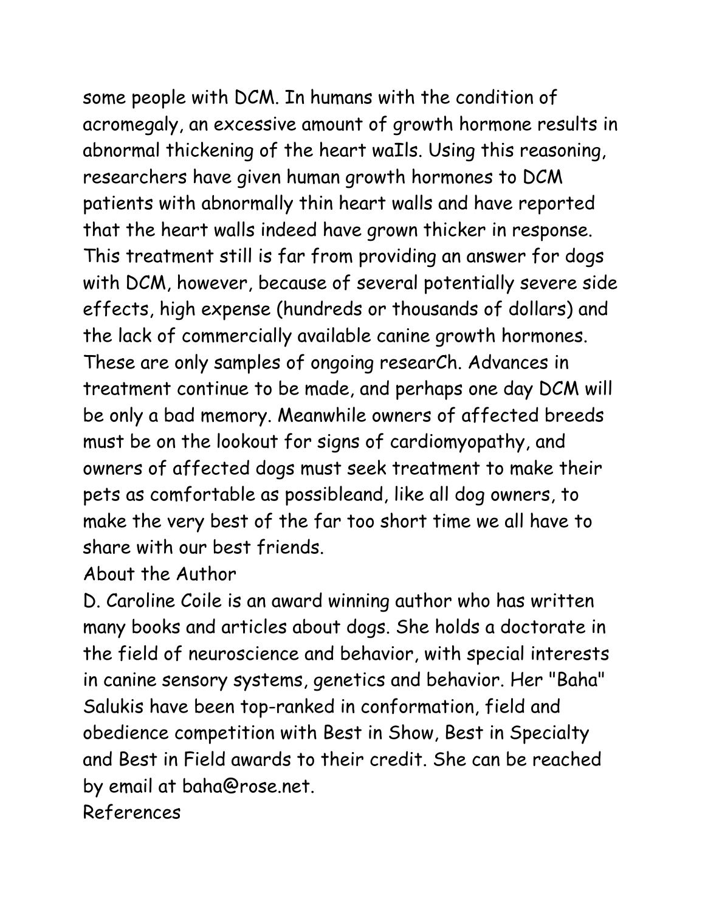some people with DCM. In humans with the condition of acromegaly, an excessive amount of growth hormone results in abnormal thickening of the heart waIls. Using this reasoning, researchers have given human growth hormones to DCM patients with abnormally thin heart walls and have reported that the heart walls indeed have grown thicker in response. This treatment still is far from providing an answer for dogs with DCM, however, because of several potentially severe side effects, high expense (hundreds or thousands of dollars) and the lack of commercially available canine growth hormones. These are only samples of ongoing researCh. Advances in treatment continue to be made, and perhaps one day DCM will be only a bad memory. Meanwhile owners of affected breeds must be on the lookout for signs of cardiomyopathy, and owners of affected dogs must seek treatment to make their pets as comfortable as possibleand, like all dog owners, to make the very best of the far too short time we all have to share with our best friends.

## About the Author

D. Caroline Coile is an award winning author who has written many books and articles about dogs. She holds a doctorate in the field of neuroscience and behavior, with special interests in canine sensory systems, genetics and behavior. Her "Baha" Salukis have been top-ranked in conformation, field and obedience competition with Best in Show, Best in Specialty and Best in Field awards to their credit. She can be reached by email at baha@rose.net.

## References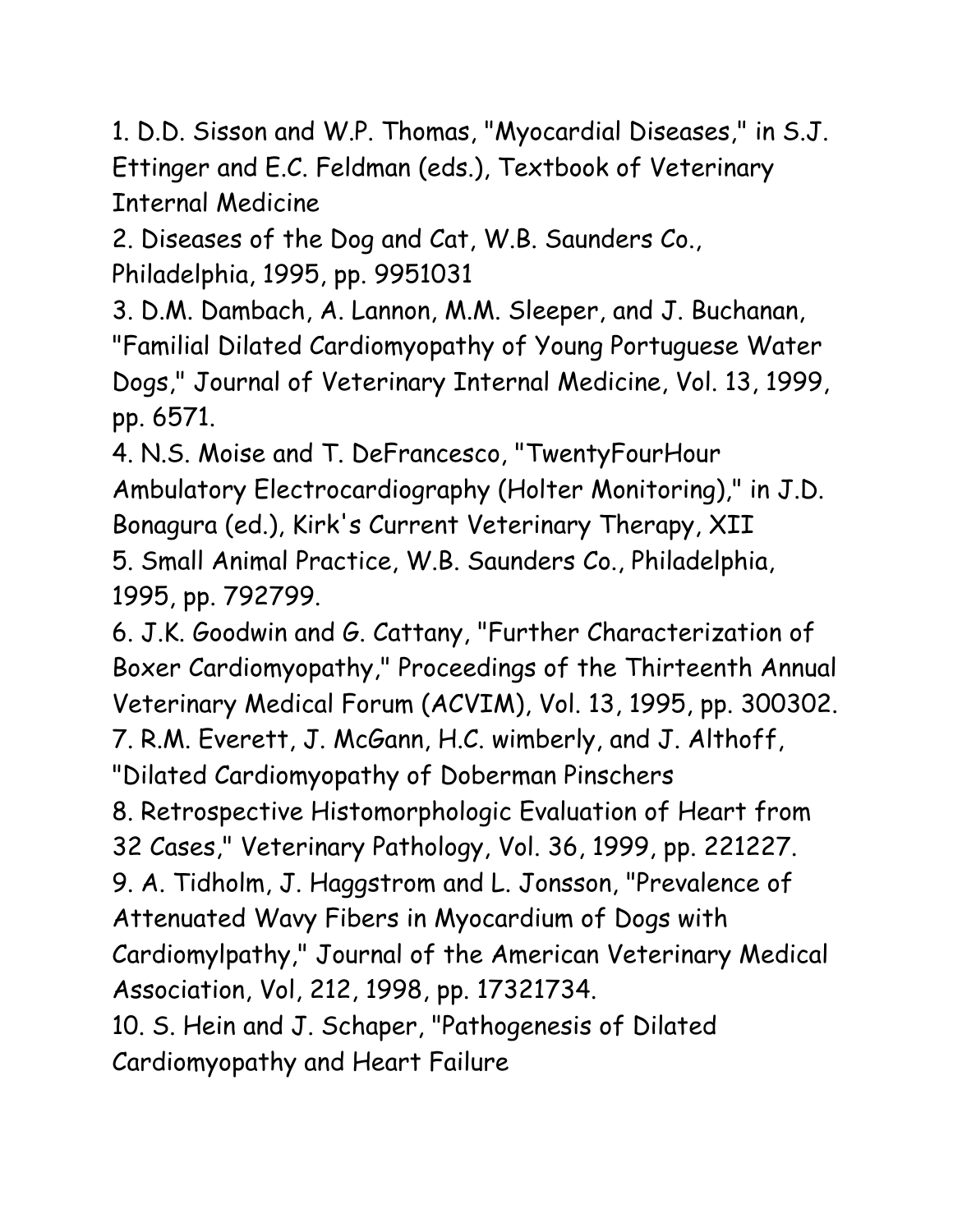1. D.D. Sisson and W.P. Thomas, "Myocardial Diseases," in S.J. Ettinger and E.C. Feldman (eds.), Textbook of Veterinary Internal Medicine
2. Diseases of the Dog and Cat, W.B. Saunders Co., Philadelphia, 1995, pp. 9951031
3. D.M. Dambach, A. Lannon, M.M. Sleeper, and J. Buchanan, "Familial Dilated Cardiomyopathy of Young Portuguese Water Dogs," Journal of Veterinary Internal Medicine, Vol. 13, 1999, pp. 6571.
4. N.S. Moise and T. DeFrancesco, "TwentyFourHour Ambulatory Electrocardiography (Holter Monitoring)," in J.D. Bonagura (ed.), Kirk's Current Veterinary Therapy, XII
5. Small Animal Practice, W.B. Saunders Co., Philadelphia, 1995, pp. 792799.
6. J.K. Goodwin and G. Cattany, "Further Characterization of Boxer Cardiomyopathy," Proceedings of the Thirteenth Annual Veterinary Medical Forum (ACVIM), Vol. 13, 1995, pp. 300302.
7. R.M. Everett, J. McGann, H.C. wimberly, and J. Althoff, "Dilated Cardiomyopathy of Doberman Pinschers
8. Retrospective Histomorphologic Evaluation of Heart from 32 Cases," Veterinary Pathology, Vol. 36, 1999, pp. 221227.
9. A. Tidholm, J. Haggstrom and L. Jonsson, "Prevalence of Attenuated Wavy Fibers in Myocardium of Dogs with Cardiomylpathy," Journal of the American Veterinary Medical Association, Vol, 212, 1998, pp. 17321734.
10. S. Hein and J. Schaper, "Pathogenesis of Dilated Cardiomyopathy and Heart Failure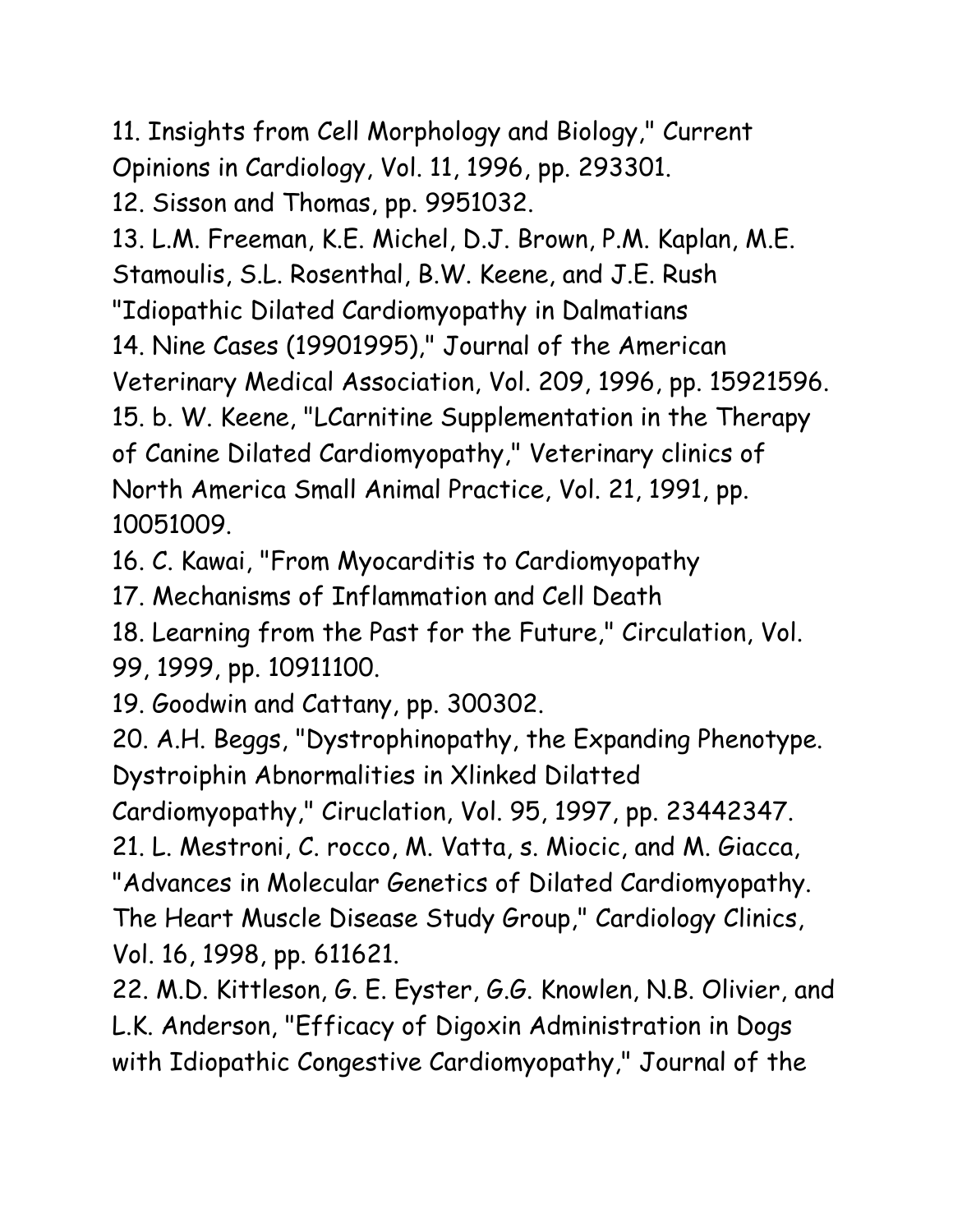11. Insights from Cell Morphology and Biology," Current Opinions in Cardiology, Vol. 11, 1996, pp. 293301.
12. Sisson and Thomas, pp. 9951032.
13. L.M. Freeman, K.E. Michel, D.J. Brown, P.M. Kaplan, M.E. Stamoulis, S.L. Rosenthal, B.W. Keene, and J.E. Rush "Idiopathic Dilated Cardiomyopathy in Dalmatians
14. Nine Cases (19901995)," Journal of the American Veterinary Medical Association, Vol. 209, 1996, pp. 15921596.
15. b. W. Keene, "LCarnitine Supplementation in the Therapy of Canine Dilated Cardiomyopathy," Veterinary clinics of North America Small Animal Practice, Vol. 21, 1991, pp. 10051009.
16. C. Kawai, "From Myocarditis to Cardiomyopathy
17. Mechanisms of Inflammation and Cell Death
18. Learning from the Past for the Future," Circulation, Vol. 99, 1999, pp. 10911100.
19. Goodwin and Cattany, pp. 300302.
20. A.H. Beggs, "Dystrophinopathy, the Expanding Phenotype. Dystroiphin Abnormalities in Xlinked Dilatted Cardiomyopathy," Ciruclation, Vol. 95, 1997, pp. 23442347.
21. L. Mestroni, C. rocco, M. Vatta, s. Miocic, and M. Giacca, "Advances in Molecular Genetics of Dilated Cardiomyopathy. The Heart Muscle Disease Study Group," Cardiology Clinics, Vol. 16, 1998, pp. 611621.
22. M.D. Kittleson, G. E. Eyster, G.G. Knowlen, N.B. Olivier, and L.K. Anderson, "Efficacy of Digoxin Administration in Dogs with Idiopathic Congestive Cardiomyopathy," Journal of the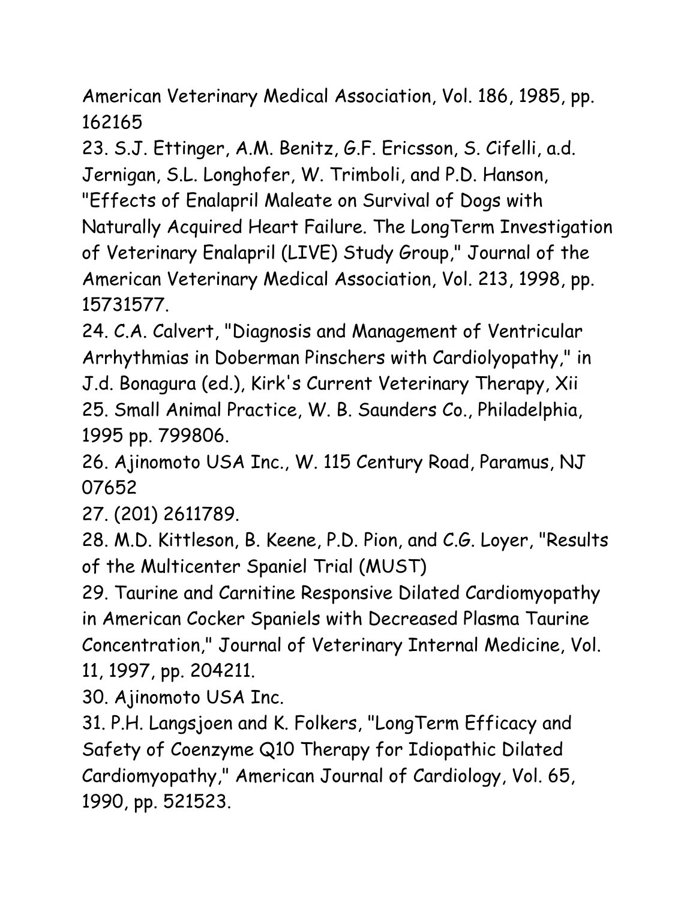American Veterinary Medical Association, Vol. 186, 1985, pp. 162165

23. S.J. Ettinger, A.M. Benitz, G.F. Ericsson, S. Cifelli, a.d. Jernigan, S.L. Longhofer, W. Trimboli, and P.D. Hanson, "Effects of Enalapril Maleate on Survival of Dogs with Naturally Acquired Heart Failure. The LongTerm Investigation of Veterinary Enalapril (LIVE) Study Group," Journal of the American Veterinary Medical Association, Vol. 213, 1998, pp. 15731577.

24. C.A. Calvert, "Diagnosis and Management of Ventricular Arrhythmias in Doberman Pinschers with Cardiolyopathy," in J.d. Bonagura (ed.), Kirk's Current Veterinary Therapy, Xii

25. Small Animal Practice, W. B. Saunders Co., Philadelphia, 1995 pp. 799806.

26. Ajinomoto USA Inc., W. 115 Century Road, Paramus, NJ 07652

27. (201) 2611789.

28. M.D. Kittleson, B. Keene, P.D. Pion, and C.G. Loyer, "Results of the Multicenter Spaniel Trial (MUST)

29. Taurine and Carnitine Responsive Dilated Cardiomyopathy in American Cocker Spaniels with Decreased Plasma Taurine Concentration," Journal of Veterinary Internal Medicine, Vol. 11, 1997, pp. 204211.

30. Ajinomoto USA Inc.

31. P.H. Langsjoen and K. Folkers, "LongTerm Efficacy and Safety of Coenzyme Q10 Therapy for Idiopathic Dilated Cardiomyopathy," American Journal of Cardiology, Vol. 65, 1990, pp. 521523.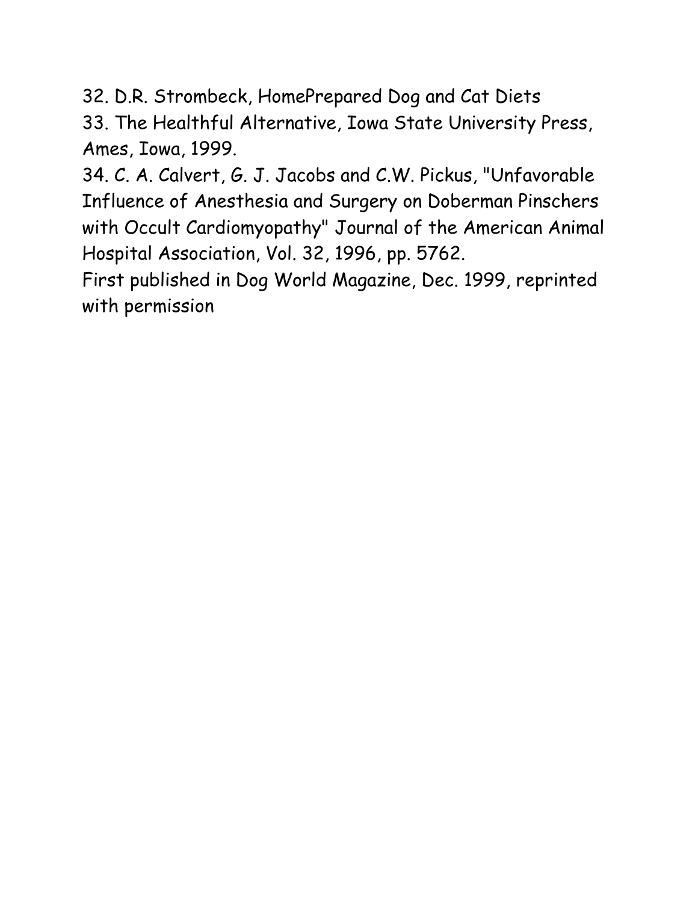32. D.R. Strombeck, HomePrepared Dog and Cat Diets
33. The Healthful Alternative, Iowa State University Press, Ames, Iowa, 1999.
34. C. A. Calvert, G. J. Jacobs and C.W. Pickus, "Unfavorable Influence of Anesthesia and Surgery on Doberman Pinschers with Occult Cardiomyopathy" Journal of the American Animal Hospital Association, Vol. 32, 1996, pp. 5762.

First published in Dog World Magazine, Dec. 1999, reprinted with permission